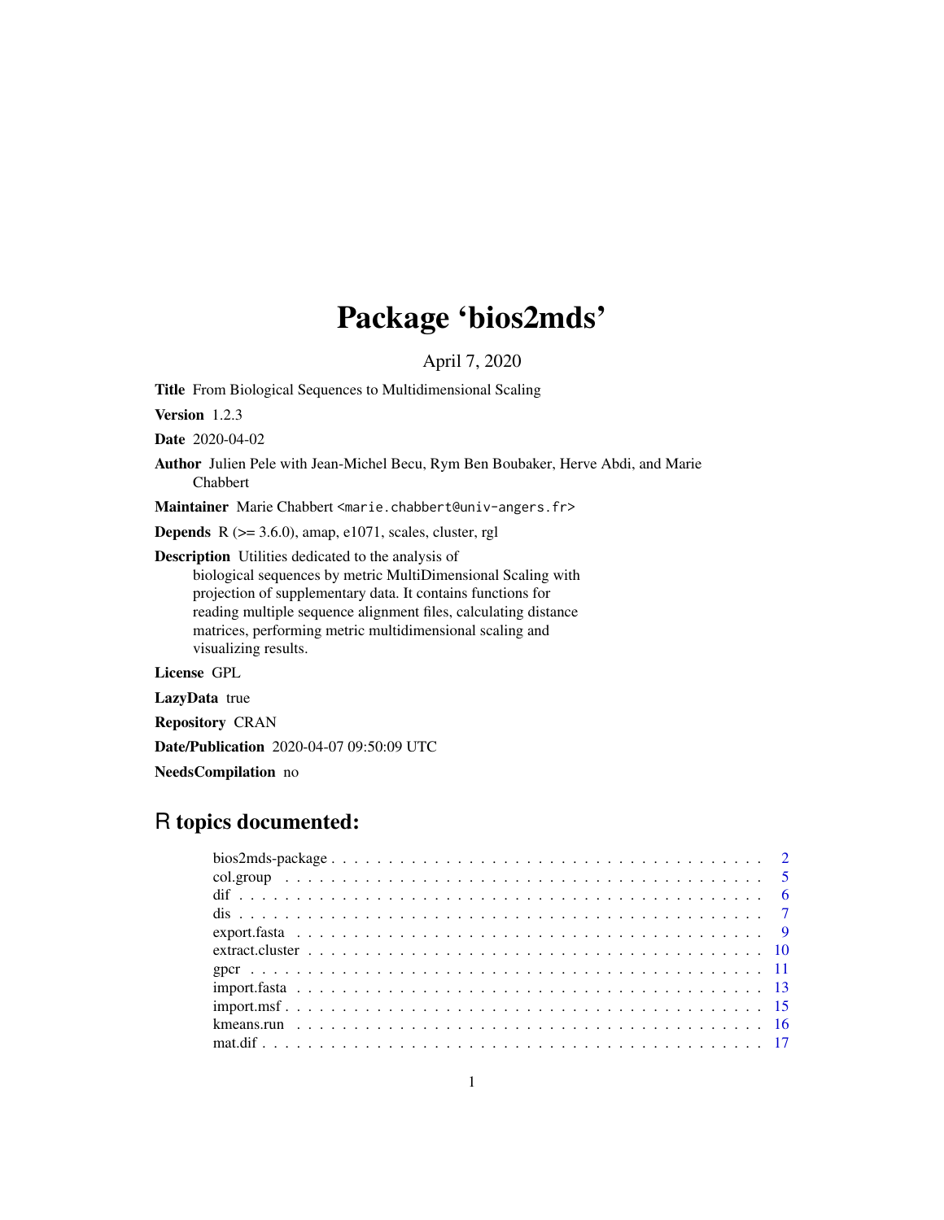# Package 'bios2mds'

April 7, 2020

**Title** From Biological Sequences to Multidimensional Scaling

**Version** 1.2.3

**Date** 2020-04-02

**Author** Julien Pele with Jean-Michel Becu, Rym Ben Boubaker, Herve Abdi, and Marie Chabbert

**Maintainer** Marie Chabbert <marie.chabbert@univ-angers.fr>

**Depends** R (>= 3.6.0), amap, e1071, scales, cluster, rgl

**Description** Utilities dedicated to the analysis of biological sequences by metric MultiDimensional Scaling with projection of supplementary data. It contains functions for reading multiple sequence alignment files, calculating distance matrices, performing metric multidimensional scaling and visualizing results.

**License** GPL

**LazyData** true

**Repository** CRAN

**Date/Publication** 2020-04-07 09:50:09 UTC

**NeedsCompilation** no

## R topics documented:

- bios2mds-package . . . . . . . . . . . . . . . . . . . . . . . . . . . . . . . . . . . . . 2
- col.group . . . . . . . . . . . . . . . . . . . . . . . . . . . . . . . . . . . . . . . . . 5
- dif . . . . . . . . . . . . . . . . . . . . . . . . . . . . . . . . . . . . . . . . . . . . 6
- dis . . . . . . . . . . . . . . . . . . . . . . . . . . . . . . . . . . . . . . . . . . . . 7
- export.fasta . . . . . . . . . . . . . . . . . . . . . . . . . . . . . . . . . . . . . . . 9
- extract.cluster . . . . . . . . . . . . . . . . . . . . . . . . . . . . . . . . . . . . . 10
- gpcr . . . . . . . . . . . . . . . . . . . . . . . . . . . . . . . . . . . . . . . . . . . 11
- import.fasta . . . . . . . . . . . . . . . . . . . . . . . . . . . . . . . . . . . . . . . 13
- import.msf . . . . . . . . . . . . . . . . . . . . . . . . . . . . . . . . . . . . . . . . 15
- kmeans.run . . . . . . . . . . . . . . . . . . . . . . . . . . . . . . . . . . . . . . . . 16
- mat.dif . . . . . . . . . . . . . . . . . . . . . . . . . . . . . . . . . . . . . . . . . . 17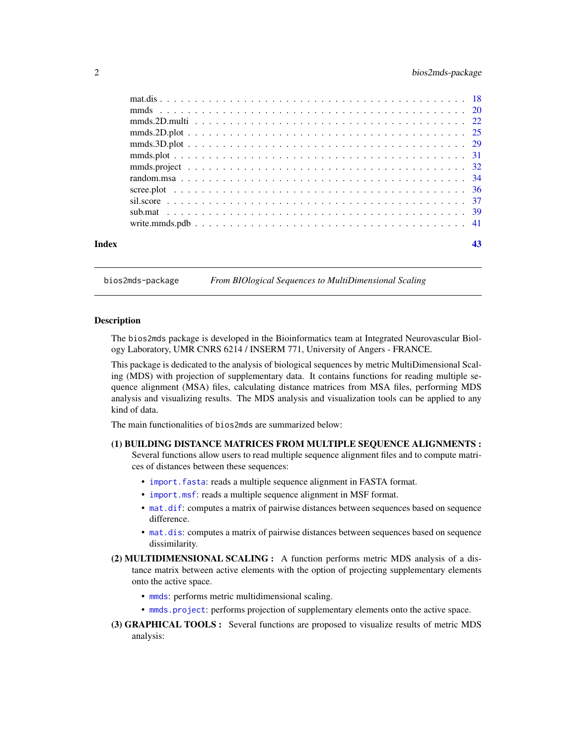| | |
|---|---|
| mat.dis | 18 |
| mmds | 20 |
| mmds.2D.multi | 22 |
| mmds.2D.plot | 25 |
| mmds.3D.plot | 29 |
| mmds.plot | 31 |
| mmds.project | 32 |
| random.msa | 34 |
| scree.plot | 36 |
| sil.score | 37 |
| sub.mat | 39 |
| write.mmds.pdb | 41 |

**Index** 43

---

bios2mds-package *From BIOlogical Sequences to MultiDimensional Scaling*

---

## Description

The bios2mds package is developed in the Bioinformatics team at Integrated Neurovascular Biology Laboratory, UMR CNRS 6214 / INSERM 771, University of Angers - FRANCE.

This package is dedicated to the analysis of biological sequences by metric MultiDimensional Scaling (MDS) with projection of supplementary data. It contains functions for reading multiple sequence alignment (MSA) files, calculating distance matrices from MSA files, performing MDS analysis and visualizing results. The MDS analysis and visualization tools can be applied to any kind of data.

The main functionalities of bios2mds are summarized below:

**(1) BUILDING DISTANCE MATRICES FROM MULTIPLE SEQUENCE ALIGNMENTS :** Several functions allow users to read multiple sequence alignment files and to compute matrices of distances between these sequences:

- `import.fasta`: reads a multiple sequence alignment in FASTA format.
- `import.msf`: reads a multiple sequence alignment in MSF format.
- `mat.dif`: computes a matrix of pairwise distances between sequences based on sequence difference.
- `mat.dis`: computes a matrix of pairwise distances between sequences based on sequence dissimilarity.

**(2) MULTIDIMENSIONAL SCALING :** A function performs metric MDS analysis of a distance matrix between active elements with the option of projecting supplementary elements onto the active space.

- `mmds`: performs metric multidimensional scaling.
- `mmds.project`: performs projection of supplementary elements onto the active space.

**(3) GRAPHICAL TOOLS :** Several functions are proposed to visualize results of metric MDS analysis: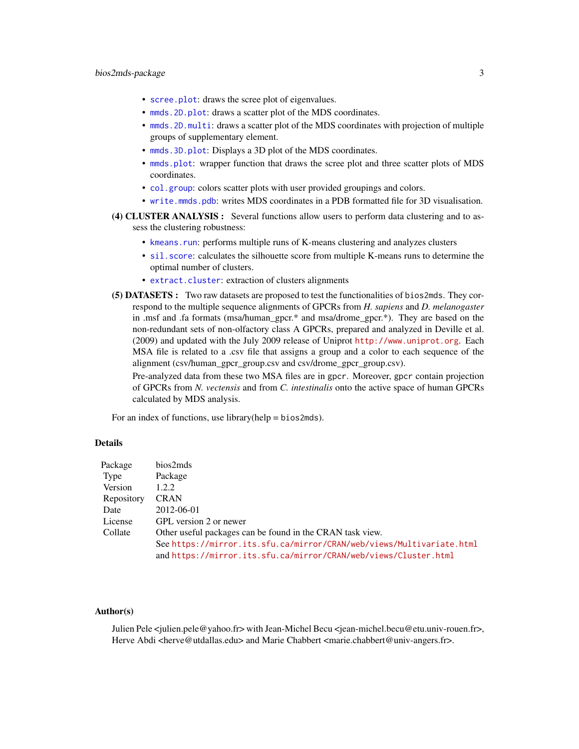- `scree.plot`: draws the scree plot of eigenvalues.
- `mmds.2D.plot`: draws a scatter plot of the MDS coordinates.
- `mmds.2D.multi`: draws a scatter plot of the MDS coordinates with projection of multiple groups of supplementary element.
- `mmds.3D.plot`: Displays a 3D plot of the MDS coordinates.
- `mmds.plot`: wrapper function that draws the scree plot and three scatter plots of MDS coordinates.
- `col.group`: colors scatter plots with user provided groupings and colors.
- `write.mmds.pdb`: writes MDS coordinates in a PDB formatted file for 3D visualisation.

**(4) CLUSTER ANALYSIS :** Several functions allow users to perform data clustering and to assess the clustering robustness:

- `kmeans.run`: performs multiple runs of K-means clustering and analyzes clusters
- `sil.score`: calculates the silhouette score from multiple K-means runs to determine the optimal number of clusters.
- `extract.cluster`: extraction of clusters alignments

**(5) DATASETS :** Two raw datasets are proposed to test the functionalities of `bios2mds`. They correspond to the multiple sequence alignments of GPCRs from *H. sapiens* and *D. melanogaster* in .msf and .fa formats (msa/human_gpcr.* and msa/drome_gpcr.*). They are based on the non-redundant sets of non-olfactory class A GPCRs, prepared and analyzed in Deville et al. (2009) and updated with the July 2009 release of Uniprot http://www.uniprot.org. Each MSA file is related to a .csv file that assigns a group and a color to each sequence of the alignment (csv/human_gpcr_group.csv and csv/drome_gpcr_group.csv).

Pre-analyzed data from these two MSA files are in `gpcr`. Moreover, `gpcr` contain projection of GPCRs from *N. vectensis* and from *C. intestinalis* onto the active space of human GPCRs calculated by MDS analysis.

For an index of functions, use library(help = `bios2mds`).

### Details

| | |
|---|---|
| Package | bios2mds |
| Type | Package |
| Version | 1.2.2 |
| Repository | CRAN |
| Date | 2012-06-01 |
| License | GPL version 2 or newer |
| Collate | Other useful packages can be found in the CRAN task view. See https://mirror.its.sfu.ca/mirror/CRAN/web/views/Multivariate.html and https://mirror.its.sfu.ca/mirror/CRAN/web/views/Cluster.html |

### Author(s)

Julien Pele <julien.pele@yahoo.fr> with Jean-Michel Becu <jean-michel.becu@etu.univ-rouen.fr>, Herve Abdi <herve@utdallas.edu> and Marie Chabbert <marie.chabbert@univ-angers.fr>.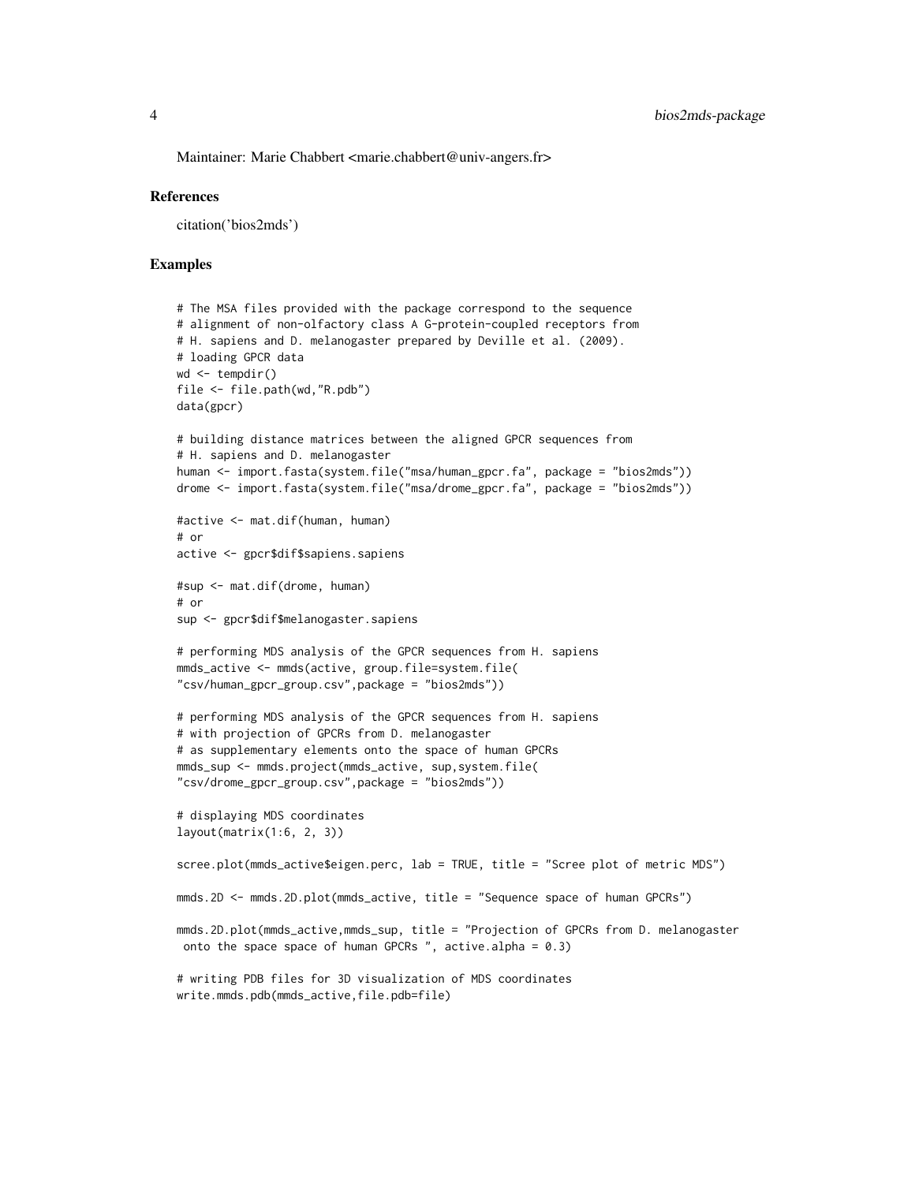Maintainer: Marie Chabbert <marie.chabbert@univ-angers.fr>

### References

citation('bios2mds')

### Examples

```
# The MSA files provided with the package correspond to the sequence
# alignment of non-olfactory class A G-protein-coupled receptors from
# H. sapiens and D. melanogaster prepared by Deville et al. (2009).
# loading GPCR data
wd <- tempdir()
file <- file.path(wd,"R.pdb")
data(gpcr)

# building distance matrices between the aligned GPCR sequences from
# H. sapiens and D. melanogaster
human <- import.fasta(system.file("msa/human_gpcr.fa", package = "bios2mds"))
drome <- import.fasta(system.file("msa/drome_gpcr.fa", package = "bios2mds"))

#active <- mat.dif(human, human)
# or
active <- gpcr$dif$sapiens.sapiens

#sup <- mat.dif(drome, human)
# or
sup <- gpcr$dif$melanogaster.sapiens

# performing MDS analysis of the GPCR sequences from H. sapiens
mmds_active <- mmds(active, group.file=system.file(
"csv/human_gpcr_group.csv",package = "bios2mds"))

# performing MDS analysis of the GPCR sequences from H. sapiens
# with projection of GPCRs from D. melanogaster
# as supplementary elements onto the space of human GPCRs
mmds_sup <- mmds.project(mmds_active, sup,system.file(
"csv/drome_gpcr_group.csv",package = "bios2mds"))

# displaying MDS coordinates
layout(matrix(1:6, 2, 3))

scree.plot(mmds_active$eigen.perc, lab = TRUE, title = "Scree plot of metric MDS")

mmds.2D <- mmds.2D.plot(mmds_active, title = "Sequence space of human GPCRs")

mmds.2D.plot(mmds_active,mmds_sup, title = "Projection of GPCRs from D. melanogaster
 onto the space space of human GPCRs ", active.alpha = 0.3)

# writing PDB files for 3D visualization of MDS coordinates
write.mmds.pdb(mmds_active,file.pdb=file)
```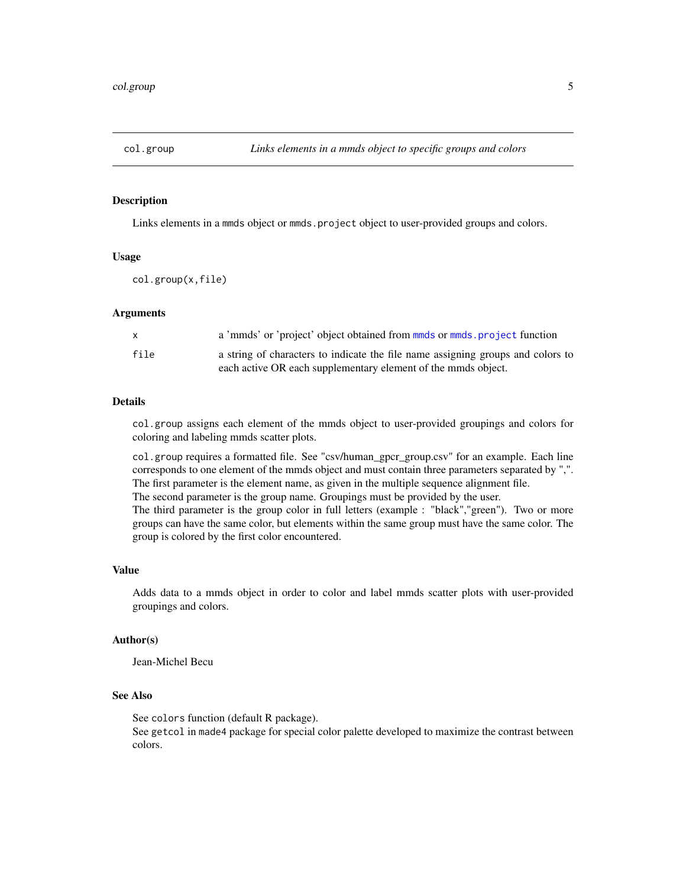## col.group — *Links elements in a mmds object to specific groups and colors*

### Description

Links elements in a `mmds` object or `mmds.project` object to user-provided groups and colors.

### Usage

```
col.group(x,file)
```

### Arguments

| | |
|---|---|
| `x` | a 'mmds' or 'project' object obtained from `mmds` or `mmds.project` function |
| `file` | a string of characters to indicate the file name assigning groups and colors to each active OR each supplementary element of the mmds object. |

### Details

`col.group` assigns each element of the mmds object to user-provided groupings and colors for coloring and labeling mmds scatter plots.

`col.group` requires a formatted file. See "csv/human_gpcr_group.csv" for an example. Each line corresponds to one element of the mmds object and must contain three parameters separated by ",".
The first parameter is the element name, as given in the multiple sequence alignment file.
The second parameter is the group name. Groupings must be provided by the user.
The third parameter is the group color in full letters (example : "black","green"). Two or more groups can have the same color, but elements within the same group must have the same color. The group is colored by the first color encountered.

### Value

Adds data to a mmds object in order to color and label mmds scatter plots with user-provided groupings and colors.

### Author(s)

Jean-Michel Becu

### See Also

See `colors` function (default R package).
See `getcol` in `made4` package for special color palette developed to maximize the contrast between colors.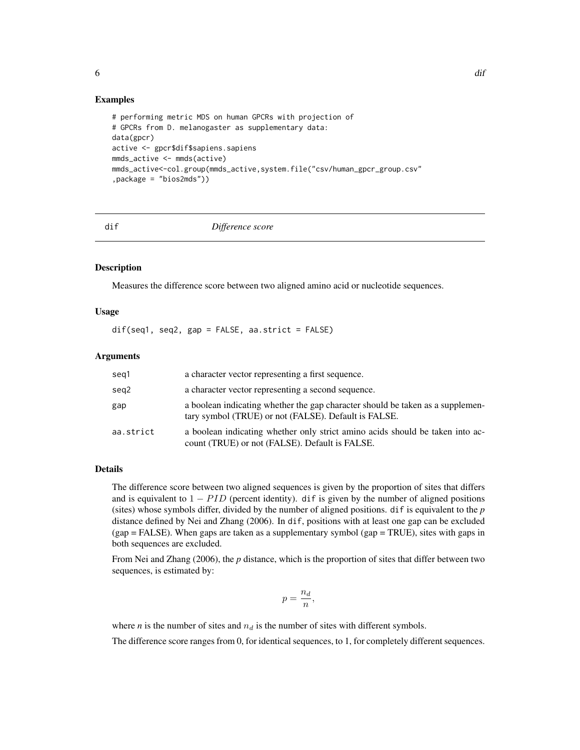## Examples

```
# performing metric MDS on human GPCRs with projection of
# GPCRs from D. melanogaster as supplementary data:
data(gpcr)
active <- gpcr$dif$sapiens.sapiens
mmds_active <- mmds(active)
mmds_active<-col.group(mmds_active,system.file("csv/human_gpcr_group.csv"
,package = "bios2mds"))
```

---

# dif — *Difference score*

---

## Description

Measures the difference score between two aligned amino acid or nucleotide sequences.

## Usage

```
dif(seq1, seq2, gap = FALSE, aa.strict = FALSE)
```

## Arguments

| | |
|---|---|
| seq1 | a character vector representing a first sequence. |
| seq2 | a character vector representing a second sequence. |
| gap | a boolean indicating whether the gap character should be taken as a supplementary symbol (TRUE) or not (FALSE). Default is FALSE. |
| aa.strict | a boolean indicating whether only strict amino acids should be taken into account (TRUE) or not (FALSE). Default is FALSE. |

## Details

The difference score between two aligned sequences is given by the proportion of sites that differs and is equivalent to $1 - PID$ (percent identity). `dif` is given by the number of aligned positions (sites) whose symbols differ, divided by the number of aligned positions. `dif` is equivalent to the *p* distance defined by Nei and Zhang (2006). In `dif`, positions with at least one gap can be excluded (gap = FALSE). When gaps are taken as a supplementary symbol (gap = TRUE), sites with gaps in both sequences are excluded.

From Nei and Zhang (2006), the *p* distance, which is the proportion of sites that differ between two sequences, is estimated by:

$$p = \frac{n_d}{n},$$

where *n* is the number of sites and $n_d$ is the number of sites with different symbols.

The difference score ranges from 0, for identical sequences, to 1, for completely different sequences.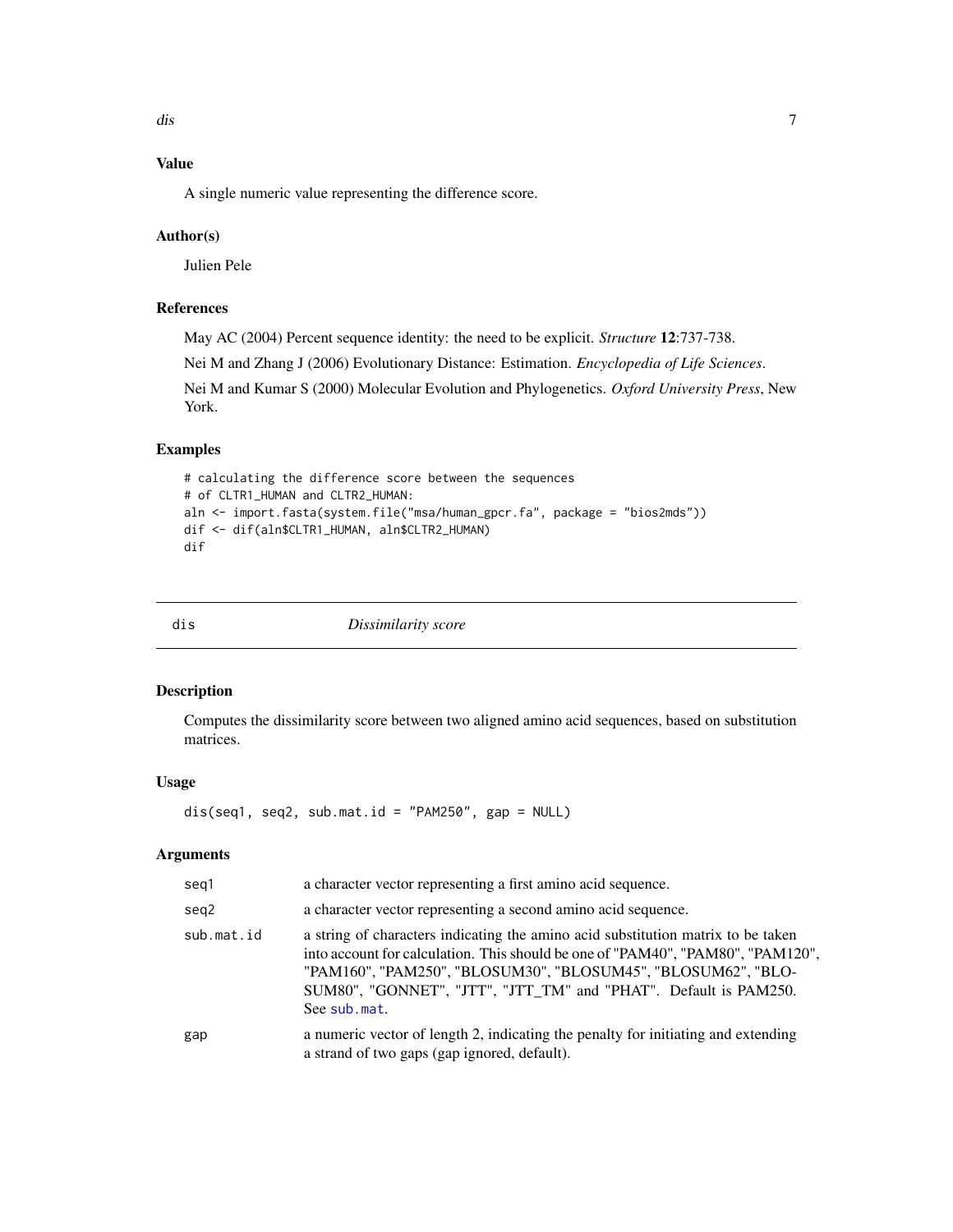## Value

A single numeric value representing the difference score.

## Author(s)

Julien Pele

## References

May AC (2004) Percent sequence identity: the need to be explicit. *Structure* **12**:737-738.

Nei M and Zhang J (2006) Evolutionary Distance: Estimation. *Encyclopedia of Life Sciences*.

Nei M and Kumar S (2000) Molecular Evolution and Phylogenetics. *Oxford University Press*, New York.

## Examples

```
# calculating the difference score between the sequences
# of CLTR1_HUMAN and CLTR2_HUMAN:
aln <- import.fasta(system.file("msa/human_gpcr.fa", package = "bios2mds"))
dif <- dif(aln$CLTR1_HUMAN, aln$CLTR2_HUMAN)
dif
```

---

# dis *Dissimilarity score*

## Description

Computes the dissimilarity score between two aligned amino acid sequences, based on substitution matrices.

## Usage

```
dis(seq1, seq2, sub.mat.id = "PAM250", gap = NULL)
```

## Arguments

| | |
|---|---|
| seq1 | a character vector representing a first amino acid sequence. |
| seq2 | a character vector representing a second amino acid sequence. |
| sub.mat.id | a string of characters indicating the amino acid substitution matrix to be taken into account for calculation. This should be one of "PAM40", "PAM80", "PAM120", "PAM160", "PAM250", "BLOSUM30", "BLOSUM45", "BLOSUM62", "BLOSUM80", "GONNET", "JTT", "JTT_TM" and "PHAT". Default is PAM250. See sub.mat. |
| gap | a numeric vector of length 2, indicating the penalty for initiating and extending a strand of two gaps (gap ignored, default). |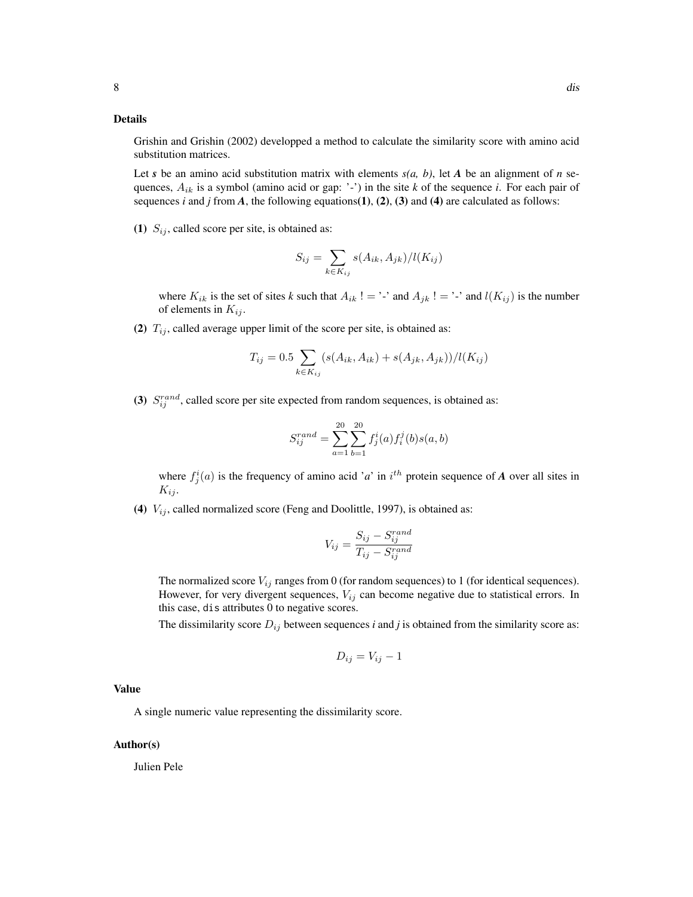### Details

Grishin and Grishin (2002) developped a method to calculate the similarity score with amino acid substitution matrices.

Let ***s*** be an amino acid substitution matrix with elements *s(a, b)*, let ***A*** be an alignment of *n* sequences, $A_{ik}$ is a symbol (amino acid or gap: '-') in the site *k* of the sequence *i*. For each pair of sequences *i* and *j* from ***A***, the following equations**(1)**, **(2)**, **(3)** and **(4)** are calculated as follows:

**(1)** $S_{ij}$, called score per site, is obtained as:

$$S_{ij} = \sum_{k \in K_{ij}} s(A_{ik}, A_{jk})/l(K_{ij})$$

where $K_{ik}$ is the set of sites *k* such that $A_{ik}$ != '-' and $A_{jk}$ != '-' and $l(K_{ij})$ is the number of elements in $K_{ij}$.

**(2)** $T_{ij}$, called average upper limit of the score per site, is obtained as:

$$T_{ij} = 0.5 \sum_{k \in K_{ij}} (s(A_{ik}, A_{ik}) + s(A_{jk}, A_{jk}))/l(K_{ij})$$

**(3)** $S_{ij}^{rand}$, called score per site expected from random sequences, is obtained as:

$$S_{ij}^{rand} = \sum_{a=1}^{20} \sum_{b=1}^{20} f_j^i(a) f_i^j(b) s(a, b)$$

where $f_j^i(a)$ is the frequency of amino acid '*a*' in $i^{th}$ protein sequence of ***A*** over all sites in $K_{ij}$.

**(4)** $V_{ij}$, called normalized score (Feng and Doolittle, 1997), is obtained as:

$$V_{ij} = \frac{S_{ij} - S_{ij}^{rand}}{T_{ij} - S_{ij}^{rand}}$$

The normalized score $V_{ij}$ ranges from 0 (for random sequences) to 1 (for identical sequences). However, for very divergent sequences, $V_{ij}$ can become negative due to statistical errors. In this case, `dis` attributes 0 to negative scores.

The dissimilarity score $D_{ij}$ between sequences *i* and *j* is obtained from the similarity score as:

$$D_{ij} = V_{ij} - 1$$

### Value

A single numeric value representing the dissimilarity score.

### Author(s)

Julien Pele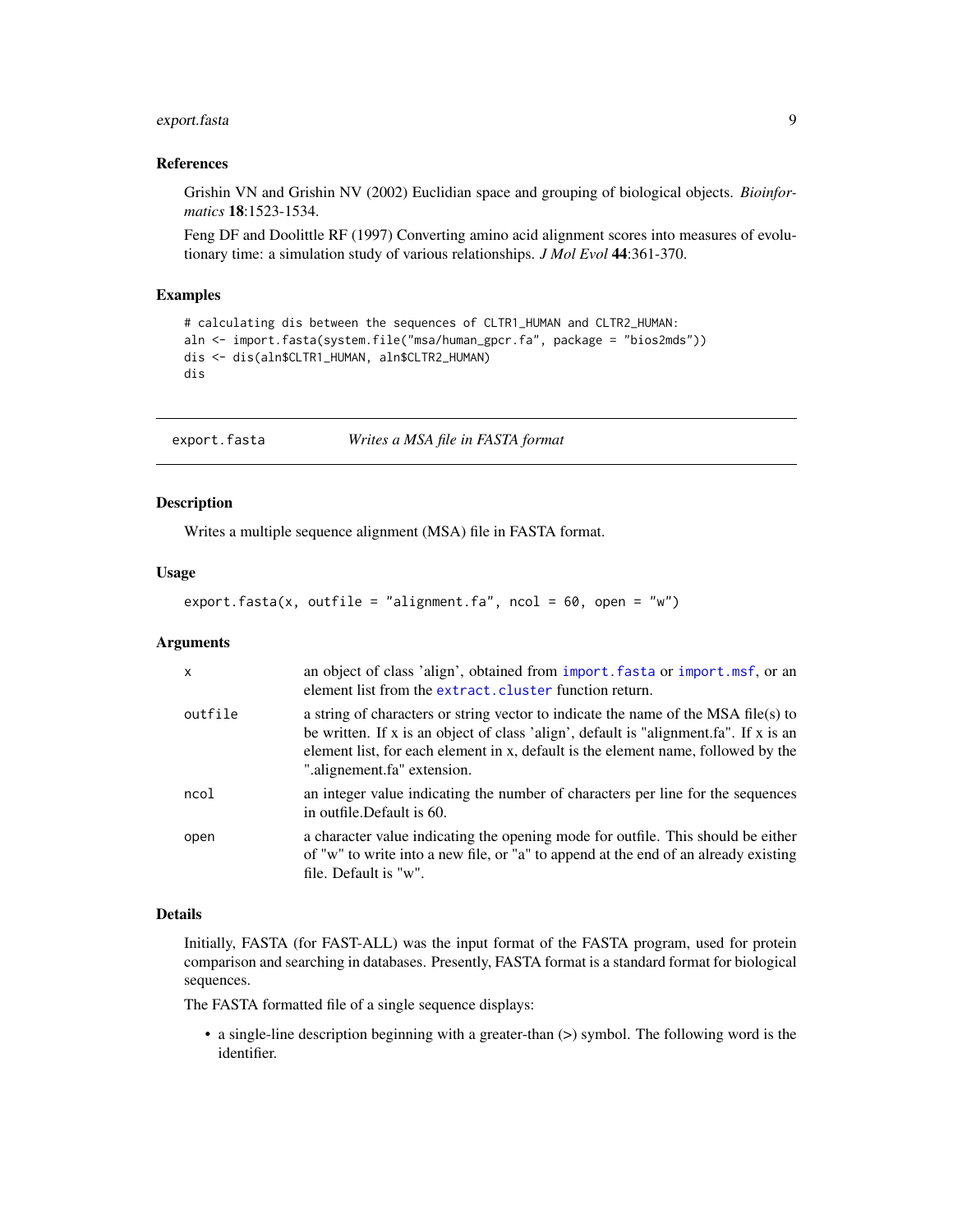### References

Grishin VN and Grishin NV (2002) Euclidian space and grouping of biological objects. *Bioinformatics* **18**:1523-1534.

Feng DF and Doolittle RF (1997) Converting amino acid alignment scores into measures of evolutionary time: a simulation study of various relationships. *J Mol Evol* **44**:361-370.

### Examples

```
# calculating dis between the sequences of CLTR1_HUMAN and CLTR2_HUMAN:
aln <- import.fasta(system.file("msa/human_gpcr.fa", package = "bios2mds"))
dis <- dis(aln$CLTR1_HUMAN, aln$CLTR2_HUMAN)
dis
```

---

## export.fasta *Writes a MSA file in FASTA format*

---

### Description

Writes a multiple sequence alignment (MSA) file in FASTA format.

### Usage

```
export.fasta(x, outfile = "alignment.fa", ncol = 60, open = "w")
```

### Arguments

| | |
|---|---|
| x | an object of class 'align', obtained from `import.fasta` or `import.msf`, or an element list from the `extract.cluster` function return. |
| outfile | a string of characters or string vector to indicate the name of the MSA file(s) to be written. If x is an object of class 'align', default is "alignment.fa". If x is an element list, for each element in x, default is the element name, followed by the ".alignement.fa" extension. |
| ncol | an integer value indicating the number of characters per line for the sequences in outfile.Default is 60. |
| open | a character value indicating the opening mode for outfile. This should be either of "w" to write into a new file, or "a" to append at the end of an already existing file. Default is "w". |

### Details

Initially, FASTA (for FAST-ALL) was the input format of the FASTA program, used for protein comparison and searching in databases. Presently, FASTA format is a standard format for biological sequences.

The FASTA formatted file of a single sequence displays:

- a single-line description beginning with a greater-than (>) symbol. The following word is the identifier.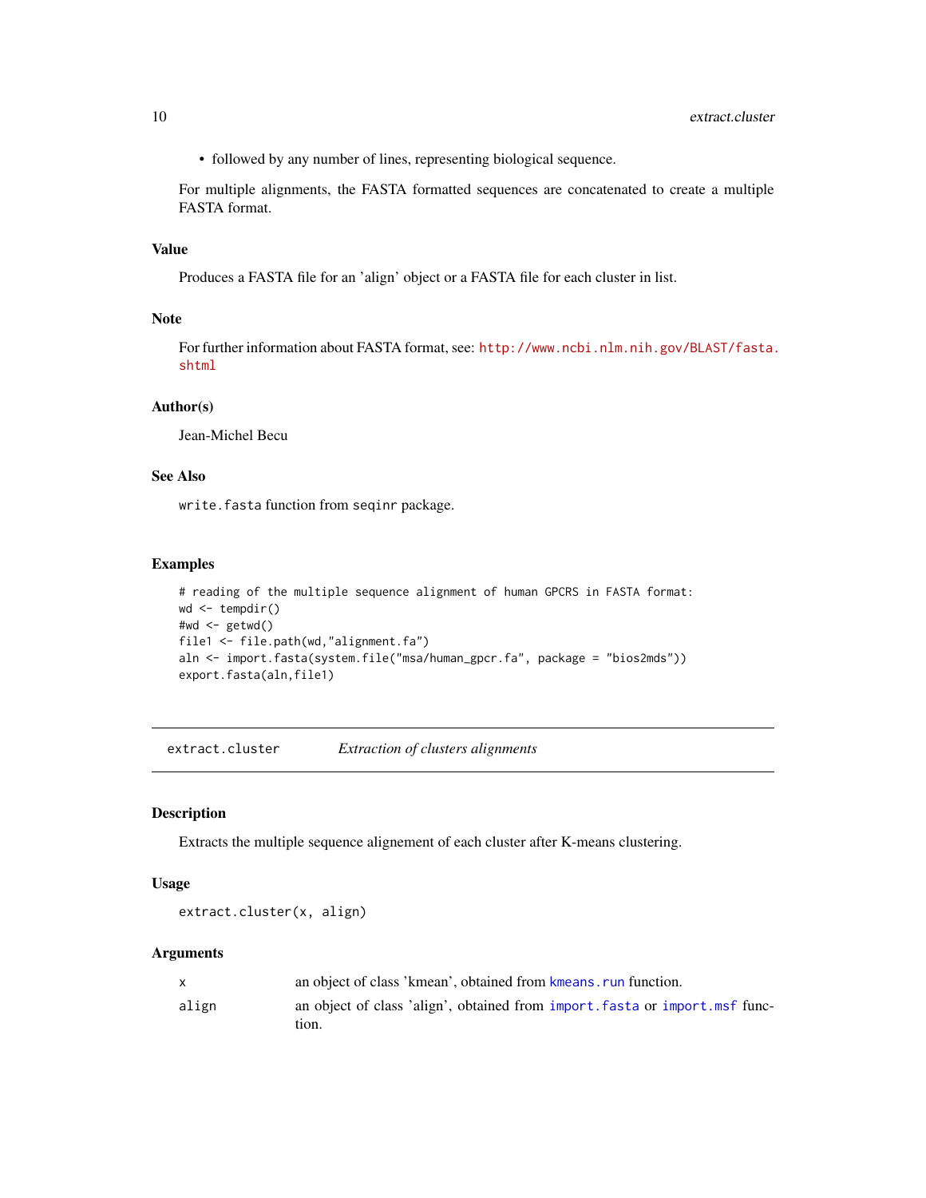- followed by any number of lines, representing biological sequence.

For multiple alignments, the FASTA formatted sequences are concatenated to create a multiple FASTA format.

### Value

Produces a FASTA file for an 'align' object or a FASTA file for each cluster in list.

### Note

For further information about FASTA format, see: http://www.ncbi.nlm.nih.gov/BLAST/fasta.shtml

### Author(s)

Jean-Michel Becu

### See Also

`write.fasta` function from `seqinr` package.

### Examples

```
# reading of the multiple sequence alignment of human GPCRS in FASTA format:
wd <- tempdir()
#wd <- getwd()
file1 <- file.path(wd,"alignment.fa")
aln <- import.fasta(system.file("msa/human_gpcr.fa", package = "bios2mds"))
export.fasta(aln,file1)
```

---

## extract.cluster — *Extraction of clusters alignments*

---

### Description

Extracts the multiple sequence alignement of each cluster after K-means clustering.

### Usage

```
extract.cluster(x, align)
```

### Arguments

| | |
|---|---|
| `x` | an object of class 'kmean', obtained from `kmeans.run` function. |
| `align` | an object of class 'align', obtained from `import.fasta` or `import.msf` function. |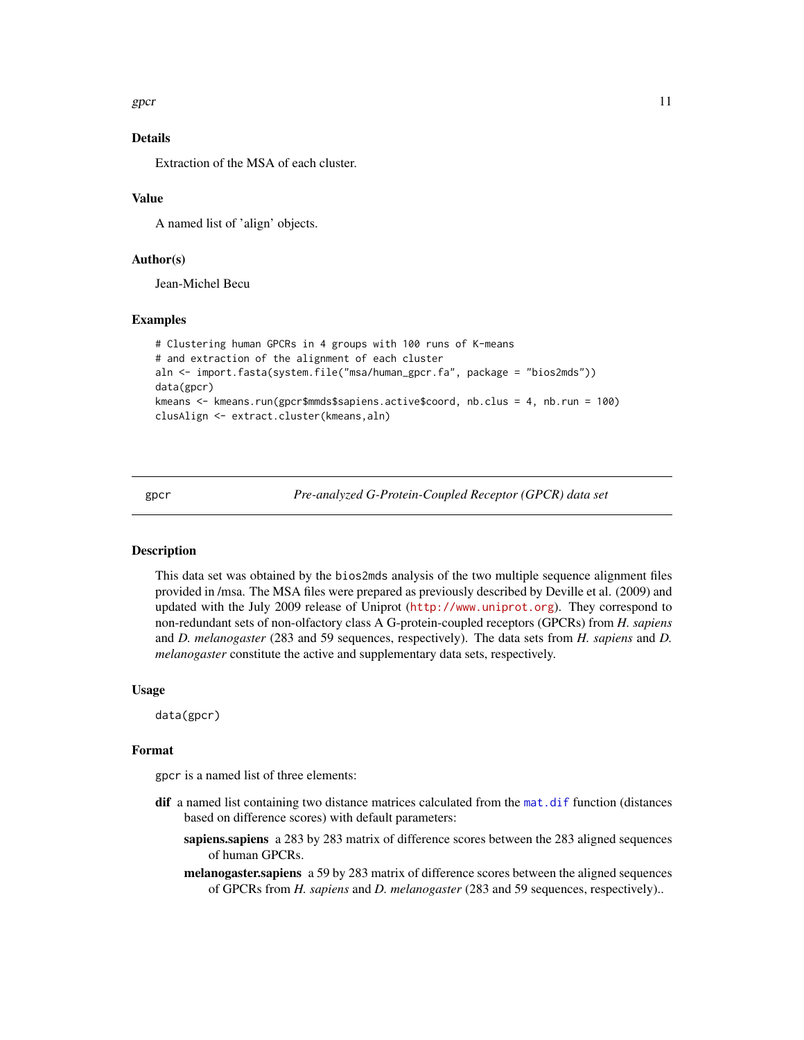### Details

Extraction of the MSA of each cluster.

### Value

A named list of 'align' objects.

### Author(s)

Jean-Michel Becu

### Examples

```
# Clustering human GPCRs in 4 groups with 100 runs of K-means
# and extraction of the alignment of each cluster
aln <- import.fasta(system.file("msa/human_gpcr.fa", package = "bios2mds"))
data(gpcr)
kmeans <- kmeans.run(gpcr$mmds$sapiens.active$coord, nb.clus = 4, nb.run = 100)
clusAlign <- extract.cluster(kmeans,aln)
```

---

## gpcr — *Pre-analyzed G-Protein-Coupled Receptor (GPCR) data set*

### Description

This data set was obtained by the bios2mds analysis of the two multiple sequence alignment files provided in /msa. The MSA files were prepared as previously described by Deville et al. (2009) and updated with the July 2009 release of Uniprot (http://www.uniprot.org). They correspond to non-redundant sets of non-olfactory class A G-protein-coupled receptors (GPCRs) from *H. sapiens* and *D. melanogaster* (283 and 59 sequences, respectively). The data sets from *H. sapiens* and *D. melanogaster* constitute the active and supplementary data sets, respectively.

### Usage

```
data(gpcr)
```

### Format

gpcr is a named list of three elements:

**dif** a named list containing two distance matrices calculated from the mat.dif function (distances based on difference scores) with default parameters:

- **sapiens.sapiens** a 283 by 283 matrix of difference scores between the 283 aligned sequences of human GPCRs.
- **melanogaster.sapiens** a 59 by 283 matrix of difference scores between the aligned sequences of GPCRs from *H. sapiens* and *D. melanogaster* (283 and 59 sequences, respectively)..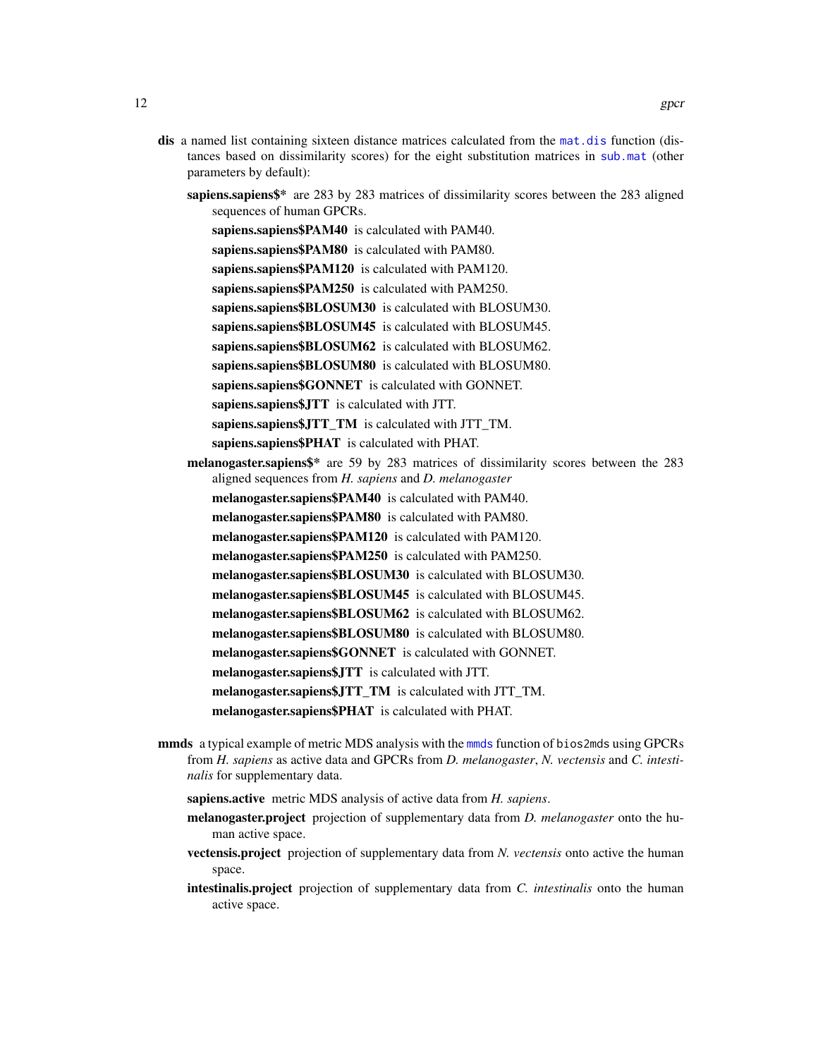**dis** a named list containing sixteen distance matrices calculated from the mat.dis function (distances based on dissimilarity scores) for the eight substitution matrices in sub.mat (other parameters by default):

- **sapiens.sapiens$*** are 283 by 283 matrices of dissimilarity scores between the 283 aligned sequences of human GPCRs.
  - **sapiens.sapiens$PAM40** is calculated with PAM40.
  - **sapiens.sapiens$PAM80** is calculated with PAM80.
  - **sapiens.sapiens$PAM120** is calculated with PAM120.
  - **sapiens.sapiens$PAM250** is calculated with PAM250.
  - **sapiens.sapiens$BLOSUM30** is calculated with BLOSUM30.
  - **sapiens.sapiens$BLOSUM45** is calculated with BLOSUM45.
  - **sapiens.sapiens$BLOSUM62** is calculated with BLOSUM62.
  - **sapiens.sapiens$BLOSUM80** is calculated with BLOSUM80.
  - **sapiens.sapiens$GONNET** is calculated with GONNET.
  - **sapiens.sapiens$JTT** is calculated with JTT.
  - **sapiens.sapiens$JTT_TM** is calculated with JTT_TM.
  - **sapiens.sapiens$PHAT** is calculated with PHAT.
- **melanogaster.sapiens$*** are 59 by 283 matrices of dissimilarity scores between the 283 aligned sequences from *H. sapiens* and *D. melanogaster*
  - **melanogaster.sapiens$PAM40** is calculated with PAM40.
  - **melanogaster.sapiens$PAM80** is calculated with PAM80.
  - **melanogaster.sapiens$PAM120** is calculated with PAM120.
  - **melanogaster.sapiens$PAM250** is calculated with PAM250.
  - **melanogaster.sapiens$BLOSUM30** is calculated with BLOSUM30.
  - **melanogaster.sapiens$BLOSUM45** is calculated with BLOSUM45.
  - **melanogaster.sapiens$BLOSUM62** is calculated with BLOSUM62.
  - **melanogaster.sapiens$BLOSUM80** is calculated with BLOSUM80.
  - **melanogaster.sapiens$GONNET** is calculated with GONNET.
  - **melanogaster.sapiens$JTT** is calculated with JTT.
  - **melanogaster.sapiens$JTT_TM** is calculated with JTT_TM.
  - **melanogaster.sapiens$PHAT** is calculated with PHAT.

**mmds** a typical example of metric MDS analysis with the mmds function of bios2mds using GPCRs from *H. sapiens* as active data and GPCRs from *D. melanogaster*, *N. vectensis* and *C. intestinalis* for supplementary data.

- **sapiens.active** metric MDS analysis of active data from *H. sapiens*.
- **melanogaster.project** projection of supplementary data from *D. melanogaster* onto the human active space.
- **vectensis.project** projection of supplementary data from *N. vectensis* onto active the human space.
- **intestinalis.project** projection of supplementary data from *C. intestinalis* onto the human active space.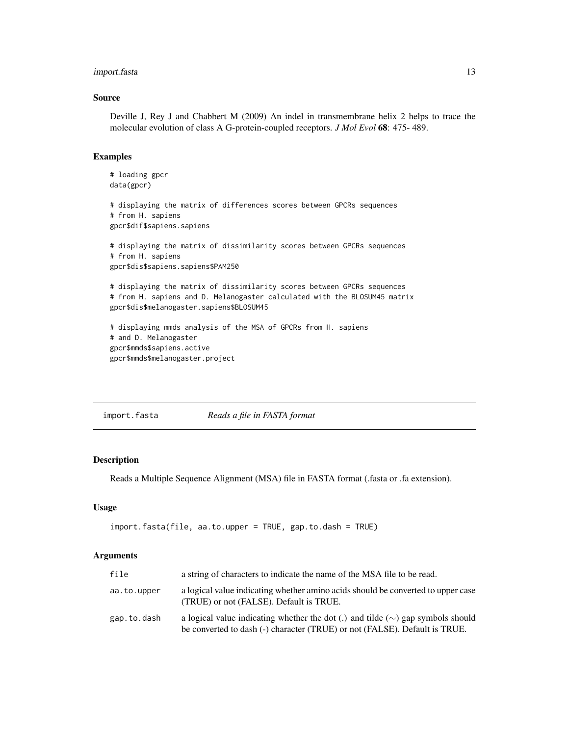### Source

Deville J, Rey J and Chabbert M (2009) An indel in transmembrane helix 2 helps to trace the molecular evolution of class A G-protein-coupled receptors. *J Mol Evol* **68**: 475- 489.

### Examples

```
# loading gpcr
data(gpcr)

# displaying the matrix of differences scores between GPCRs sequences
# from H. sapiens
gpcr$dif$sapiens.sapiens

# displaying the matrix of dissimilarity scores between GPCRs sequences
# from H. sapiens
gpcr$dis$sapiens.sapiens$PAM250

# displaying the matrix of dissimilarity scores between GPCRs sequences
# from H. sapiens and D. Melanogaster calculated with the BLOSUM45 matrix
gpcr$dis$melanogaster.sapiens$BLOSUM45

# displaying mmds analysis of the MSA of GPCRs from H. sapiens
# and D. Melanogaster
gpcr$mmds$sapiens.active
gpcr$mmds$melanogaster.project
```

---

## import.fasta *Reads a file in FASTA format*

### Description

Reads a Multiple Sequence Alignment (MSA) file in FASTA format (.fasta or .fa extension).

### Usage

```
import.fasta(file, aa.to.upper = TRUE, gap.to.dash = TRUE)
```

### Arguments

| | |
|---|---|
| `file` | a string of characters to indicate the name of the MSA file to be read. |
| `aa.to.upper` | a logical value indicating whether amino acids should be converted to upper case (TRUE) or not (FALSE). Default is TRUE. |
| `gap.to.dash` | a logical value indicating whether the dot (.) and tilde ($\sim$) gap symbols should be converted to dash (-) character (TRUE) or not (FALSE). Default is TRUE. |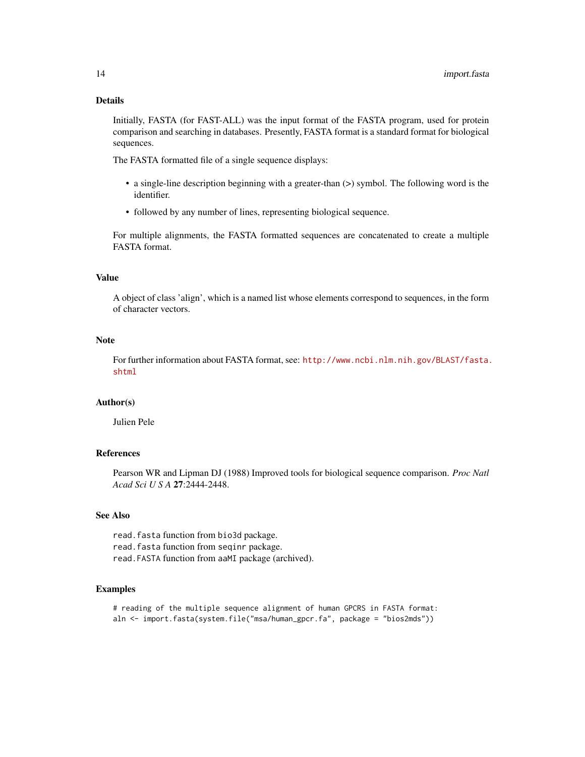## Details

Initially, FASTA (for FAST-ALL) was the input format of the FASTA program, used for protein comparison and searching in databases. Presently, FASTA format is a standard format for biological sequences.

The FASTA formatted file of a single sequence displays:

- a single-line description beginning with a greater-than (>) symbol. The following word is the identifier.
- followed by any number of lines, representing biological sequence.

For multiple alignments, the FASTA formatted sequences are concatenated to create a multiple FASTA format.

## Value

A object of class 'align', which is a named list whose elements correspond to sequences, in the form of character vectors.

## Note

For further information about FASTA format, see: http://www.ncbi.nlm.nih.gov/BLAST/fasta.shtml

## Author(s)

Julien Pele

## References

Pearson WR and Lipman DJ (1988) Improved tools for biological sequence comparison. *Proc Natl Acad Sci U S A* **27**:2444-2448.

## See Also

`read.fasta` function from `bio3d` package.
`read.fasta` function from `seqinr` package.
`read.FASTA` function from `aaMI` package (archived).

## Examples

```
# reading of the multiple sequence alignment of human GPCRS in FASTA format:
aln <- import.fasta(system.file("msa/human_gpcr.fa", package = "bios2mds"))
```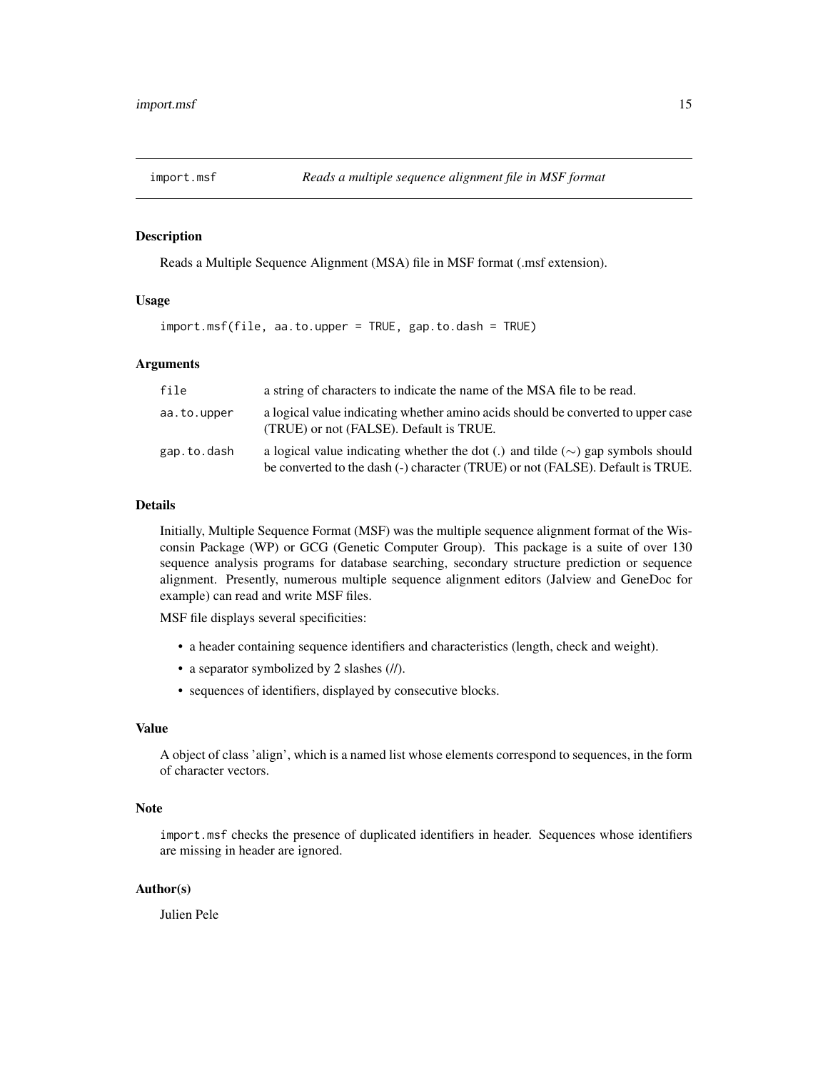## import.msf — *Reads a multiple sequence alignment file in MSF format*

### Description

Reads a Multiple Sequence Alignment (MSA) file in MSF format (.msf extension).

### Usage

```
import.msf(file, aa.to.upper = TRUE, gap.to.dash = TRUE)
```

### Arguments

| | |
|---|---|
| `file` | a string of characters to indicate the name of the MSA file to be read. |
| `aa.to.upper` | a logical value indicating whether amino acids should be converted to upper case (TRUE) or not (FALSE). Default is TRUE. |
| `gap.to.dash` | a logical value indicating whether the dot (.) and tilde ($\sim$) gap symbols should be converted to the dash (-) character (TRUE) or not (FALSE). Default is TRUE. |

### Details

Initially, Multiple Sequence Format (MSF) was the multiple sequence alignment format of the Wisconsin Package (WP) or GCG (Genetic Computer Group). This package is a suite of over 130 sequence analysis programs for database searching, secondary structure prediction or sequence alignment. Presently, numerous multiple sequence alignment editors (Jalview and GeneDoc for example) can read and write MSF files.

MSF file displays several specificities:

- a header containing sequence identifiers and characteristics (length, check and weight).
- a separator symbolized by 2 slashes (//).
- sequences of identifiers, displayed by consecutive blocks.

### Value

A object of class 'align', which is a named list whose elements correspond to sequences, in the form of character vectors.

### Note

`import.msf` checks the presence of duplicated identifiers in header. Sequences whose identifiers are missing in header are ignored.

### Author(s)

Julien Pele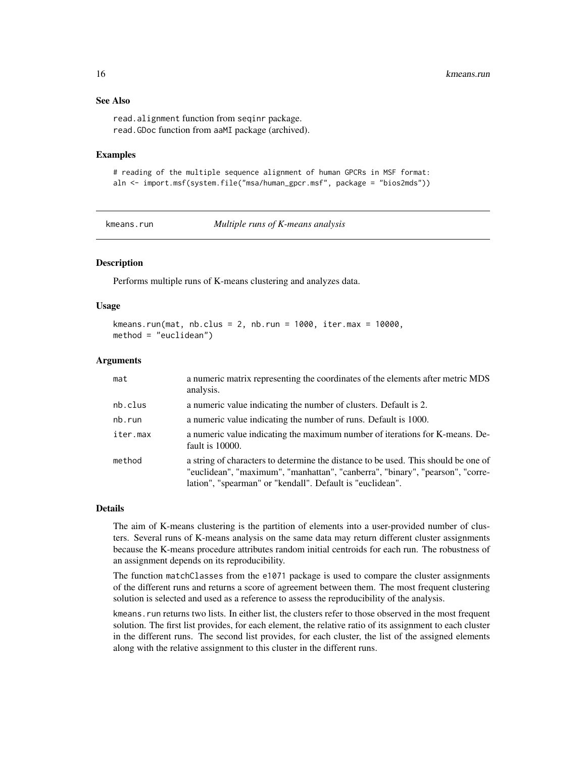### See Also

read.alignment function from seqinr package.
read.GDoc function from aaMI package (archived).

### Examples

```
# reading of the multiple sequence alignment of human GPCRs in MSF format:
aln <- import.msf(system.file("msa/human_gpcr.msf", package = "bios2mds"))
```

---

## kmeans.run — *Multiple runs of K-means analysis*

---

### Description

Performs multiple runs of K-means clustering and analyzes data.

### Usage

```
kmeans.run(mat, nb.clus = 2, nb.run = 1000, iter.max = 10000,
method = "euclidean")
```

### Arguments

| | |
|---|---|
| mat | a numeric matrix representing the coordinates of the elements after metric MDS analysis. |
| nb.clus | a numeric value indicating the number of clusters. Default is 2. |
| nb.run | a numeric value indicating the number of runs. Default is 1000. |
| iter.max | a numeric value indicating the maximum number of iterations for K-means. Default is 10000. |
| method | a string of characters to determine the distance to be used. This should be one of "euclidean", "maximum", "manhattan", "canberra", "binary", "pearson", "correlation", "spearman" or "kendall". Default is "euclidean". |

### Details

The aim of K-means clustering is the partition of elements into a user-provided number of clusters. Several runs of K-means analysis on the same data may return different cluster assignments because the K-means procedure attributes random initial centroids for each run. The robustness of an assignment depends on its reproducibility.

The function matchClasses from the e1071 package is used to compare the cluster assignments of the different runs and returns a score of agreement between them. The most frequent clustering solution is selected and used as a reference to assess the reproducibility of the analysis.

kmeans.run returns two lists. In either list, the clusters refer to those observed in the most frequent solution. The first list provides, for each element, the relative ratio of its assignment to each cluster in the different runs. The second list provides, for each cluster, the list of the assigned elements along with the relative assignment to this cluster in the different runs.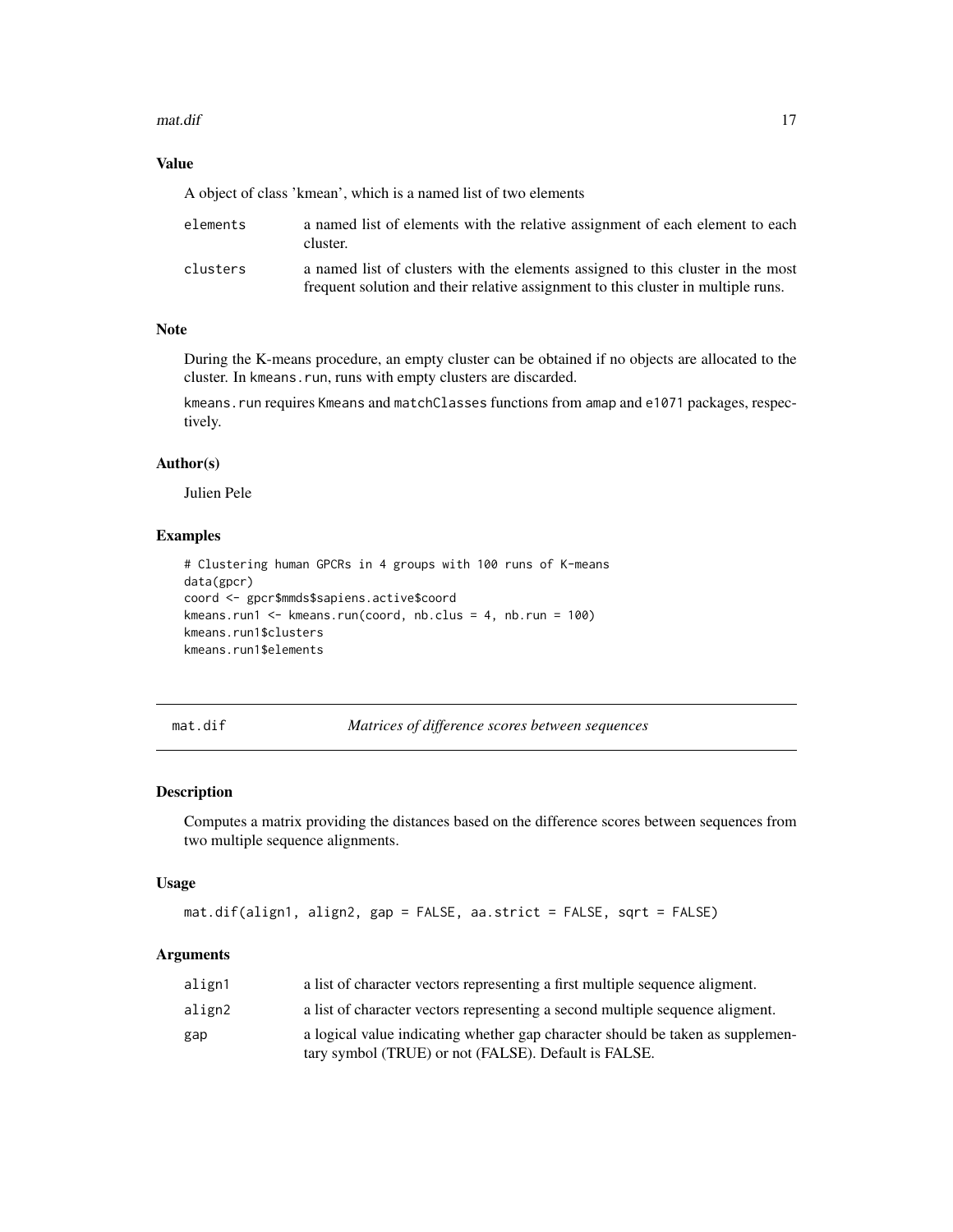## Value

A object of class 'kmean', which is a named list of two elements

| | |
|---|---|
| elements | a named list of elements with the relative assignment of each element to each cluster. |
| clusters | a named list of clusters with the elements assigned to this cluster in the most frequent solution and their relative assignment to this cluster in multiple runs. |

## Note

During the K-means procedure, an empty cluster can be obtained if no objects are allocated to the cluster. In `kmeans.run`, runs with empty clusters are discarded.

`kmeans.run` requires `Kmeans` and `matchClasses` functions from `amap` and `e1071` packages, respectively.

## Author(s)

Julien Pele

## Examples

```
# Clustering human GPCRs in 4 groups with 100 runs of K-means
data(gpcr)
coord <- gpcr$mmds$sapiens.active$coord
kmeans.run1 <- kmeans.run(coord, nb.clus = 4, nb.run = 100)
kmeans.run1$clusters
kmeans.run1$elements
```

---

# mat.dif — *Matrices of difference scores between sequences*

## Description

Computes a matrix providing the distances based on the difference scores between sequences from two multiple sequence alignments.

## Usage

```
mat.dif(align1, align2, gap = FALSE, aa.strict = FALSE, sqrt = FALSE)
```

## Arguments

| | |
|---|---|
| align1 | a list of character vectors representing a first multiple sequence aligment. |
| align2 | a list of character vectors representing a second multiple sequence aligment. |
| gap | a logical value indicating whether gap character should be taken as supplementary symbol (TRUE) or not (FALSE). Default is FALSE. |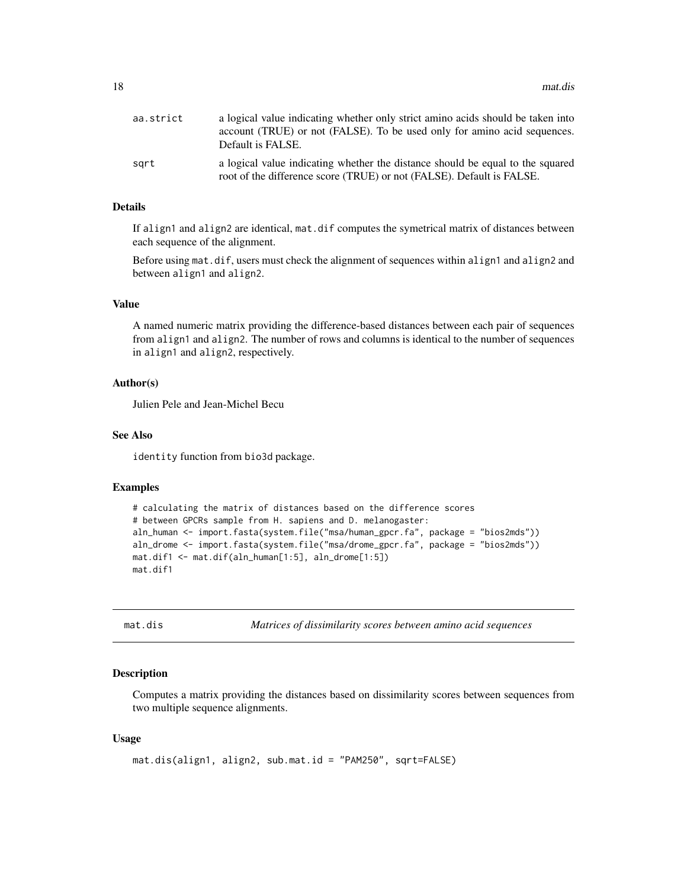| | |
|---|---|
| aa.strict | a logical value indicating whether only strict amino acids should be taken into account (TRUE) or not (FALSE). To be used only for amino acid sequences. Default is FALSE. |
| sqrt | a logical value indicating whether the distance should be equal to the squared root of the difference score (TRUE) or not (FALSE). Default is FALSE. |

### Details

If align1 and align2 are identical, mat.dif computes the symetrical matrix of distances between each sequence of the alignment.

Before using mat.dif, users must check the alignment of sequences within align1 and align2 and between align1 and align2.

### Value

A named numeric matrix providing the difference-based distances between each pair of sequences from align1 and align2. The number of rows and columns is identical to the number of sequences in align1 and align2, respectively.

### Author(s)

Julien Pele and Jean-Michel Becu

### See Also

identity function from bio3d package.

### Examples

```
# calculating the matrix of distances based on the difference scores
# between GPCRs sample from H. sapiens and D. melanogaster:
aln_human <- import.fasta(system.file("msa/human_gpcr.fa", package = "bios2mds"))
aln_drome <- import.fasta(system.file("msa/drome_gpcr.fa", package = "bios2mds"))
mat.dif1 <- mat.dif(aln_human[1:5], aln_drome[1:5])
mat.dif1
```

---

## mat.dis — *Matrices of dissimilarity scores between amino acid sequences*

### Description

Computes a matrix providing the distances based on dissimilarity scores between sequences from two multiple sequence alignments.

### Usage

```
mat.dis(align1, align2, sub.mat.id = "PAM250", sqrt=FALSE)
```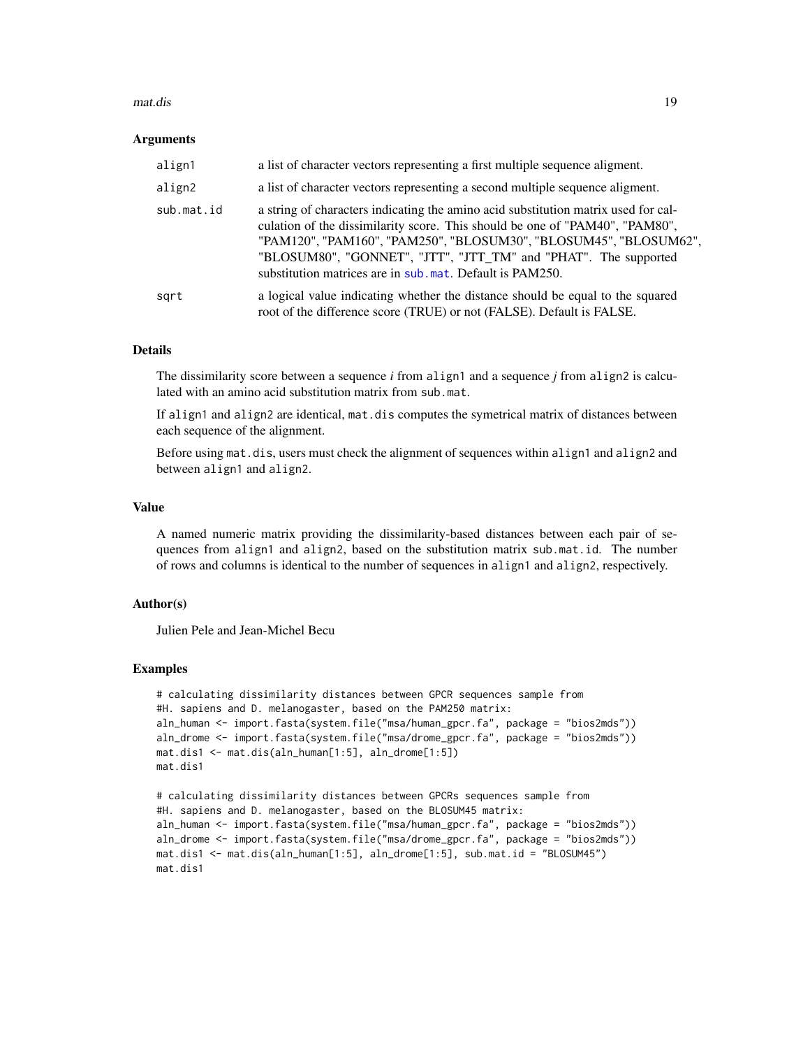## Arguments

| | |
|---|---|
| align1 | a list of character vectors representing a first multiple sequence aligment. |
| align2 | a list of character vectors representing a second multiple sequence aligment. |
| sub.mat.id | a string of characters indicating the amino acid substitution matrix used for calculation of the dissimilarity score. This should be one of "PAM40", "PAM80", "PAM120", "PAM160", "PAM250", "BLOSUM30", "BLOSUM45", "BLOSUM62", "BLOSUM80", "GONNET", "JTT", "JTT_TM" and "PHAT". The supported substitution matrices are in sub.mat. Default is PAM250. |
| sqrt | a logical value indicating whether the distance should be equal to the squared root of the difference score (TRUE) or not (FALSE). Default is FALSE. |

## Details

The dissimilarity score between a sequence *i* from align1 and a sequence *j* from align2 is calculated with an amino acid substitution matrix from sub.mat.

If align1 and align2 are identical, mat.dis computes the symetrical matrix of distances between each sequence of the alignment.

Before using mat.dis, users must check the alignment of sequences within align1 and align2 and between align1 and align2.

## Value

A named numeric matrix providing the dissimilarity-based distances between each pair of sequences from align1 and align2, based on the substitution matrix sub.mat.id. The number of rows and columns is identical to the number of sequences in align1 and align2, respectively.

## Author(s)

Julien Pele and Jean-Michel Becu

## Examples

```
# calculating dissimilarity distances between GPCR sequences sample from
#H. sapiens and D. melanogaster, based on the PAM250 matrix:
aln_human <- import.fasta(system.file("msa/human_gpcr.fa", package = "bios2mds"))
aln_drome <- import.fasta(system.file("msa/drome_gpcr.fa", package = "bios2mds"))
mat.dis1 <- mat.dis(aln_human[1:5], aln_drome[1:5])
mat.dis1

# calculating dissimilarity distances between GPCRs sequences sample from
#H. sapiens and D. melanogaster, based on the BLOSUM45 matrix:
aln_human <- import.fasta(system.file("msa/human_gpcr.fa", package = "bios2mds"))
aln_drome <- import.fasta(system.file("msa/drome_gpcr.fa", package = "bios2mds"))
mat.dis1 <- mat.dis(aln_human[1:5], aln_drome[1:5], sub.mat.id = "BLOSUM45")
mat.dis1
```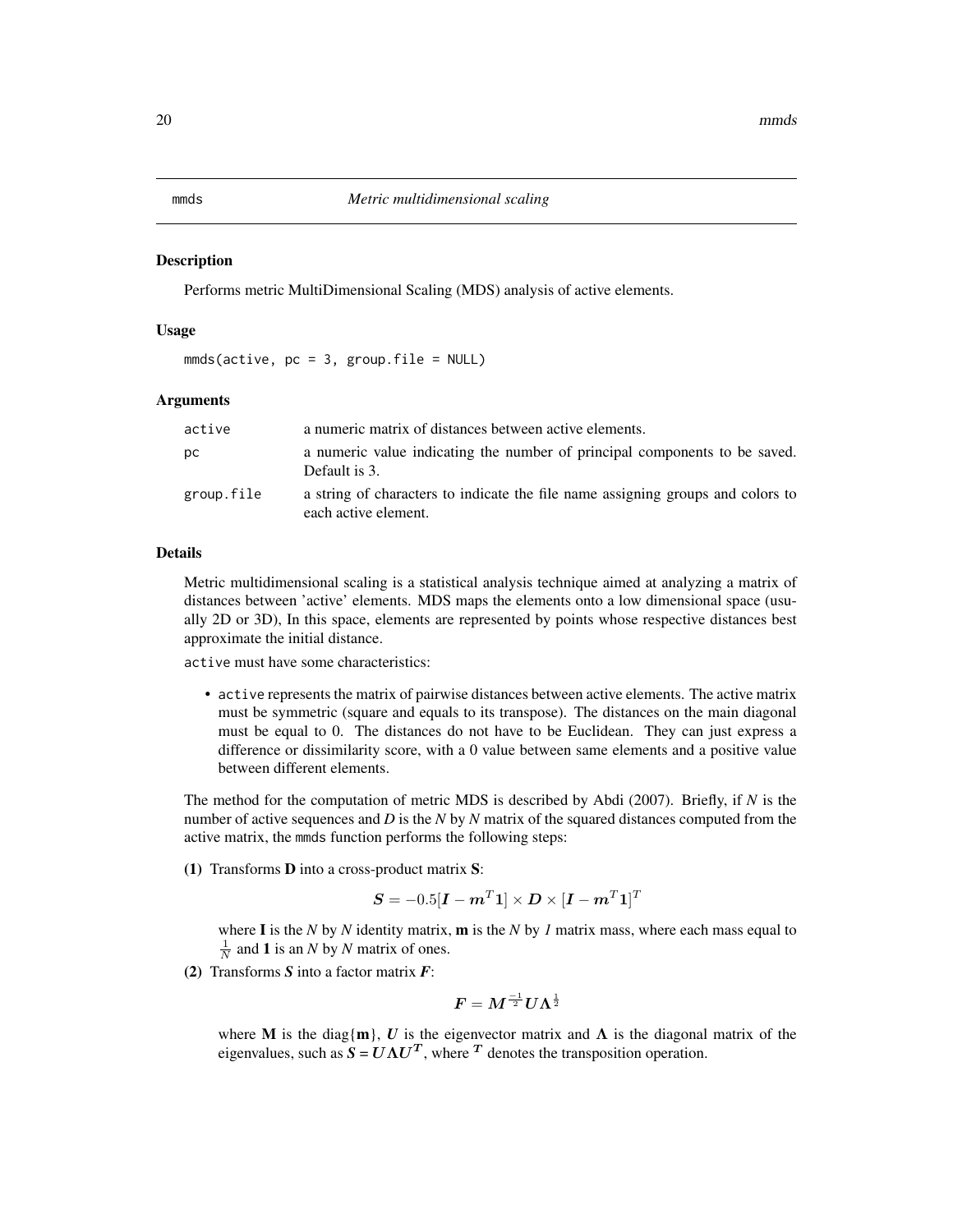mmds *Metric multidimensional scaling*

### Description

Performs metric MultiDimensional Scaling (MDS) analysis of active elements.

### Usage

```
mmds(active, pc = 3, group.file = NULL)
```

### Arguments

| | |
|---|---|
| active | a numeric matrix of distances between active elements. |
| pc | a numeric value indicating the number of principal components to be saved. Default is 3. |
| group.file | a string of characters to indicate the file name assigning groups and colors to each active element. |

### Details

Metric multidimensional scaling is a statistical analysis technique aimed at analyzing a matrix of distances between 'active' elements. MDS maps the elements onto a low dimensional space (usually 2D or 3D), In this space, elements are represented by points whose respective distances best approximate the initial distance.

`active` must have some characteristics:

- `active` represents the matrix of pairwise distances between active elements. The active matrix must be symmetric (square and equals to its transpose). The distances on the main diagonal must be equal to 0. The distances do not have to be Euclidean. They can just express a difference or dissimilarity score, with a 0 value between same elements and a positive value between different elements.

The method for the computation of metric MDS is described by Abdi (2007). Briefly, if *N* is the number of active sequences and *D* is the *N* by *N* matrix of the squared distances computed from the active matrix, the `mmds` function performs the following steps:

**(1)** Transforms **D** into a cross-product matrix **S**:

$$\boldsymbol{S} = -0.5[\boldsymbol{I} - \boldsymbol{m}^T\boldsymbol{1}] \times \boldsymbol{D} \times [\boldsymbol{I} - \boldsymbol{m}^T\boldsymbol{1}]^T$$

where **I** is the *N* by *N* identity matrix, **m** is the *N* by *1* matrix mass, where each mass equal to $\frac{1}{N}$ and **1** is an *N* by *N* matrix of ones.

**(2)** Transforms ***S*** into a factor matrix ***F***:

$$\boldsymbol{F} = \boldsymbol{M}^{\frac{-1}{2}}\boldsymbol{U}\boldsymbol{\Lambda}^{\frac{1}{2}}$$

where **M** is the diag{**m**}, ***U*** is the eigenvector matrix and $\boldsymbol{\Lambda}$ is the diagonal matrix of the eigenvalues, such as $\boldsymbol{S} = \boldsymbol{U}\boldsymbol{\Lambda}\boldsymbol{U}^{\boldsymbol{T}}$, where $^{\boldsymbol{T}}$ denotes the transposition operation.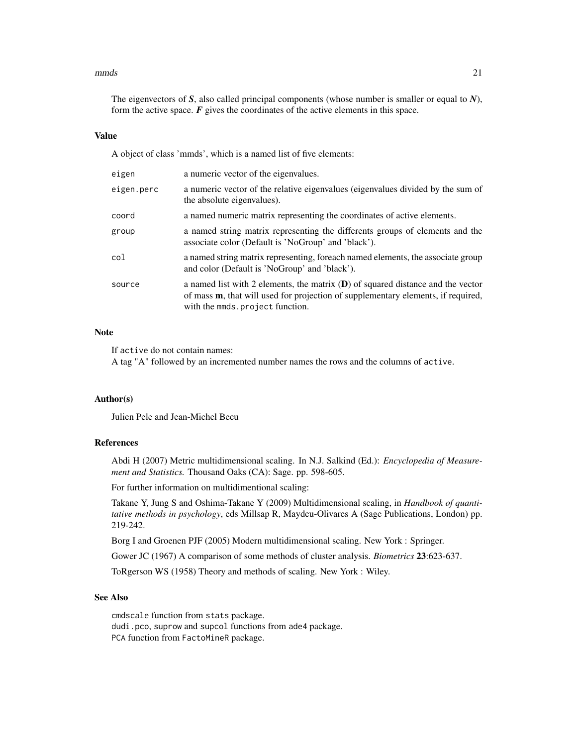The eigenvectors of $\boldsymbol{S}$, also called principal components (whose number is smaller or equal to $\boldsymbol{N}$), form the active space. $\boldsymbol{F}$ gives the coordinates of the active elements in this space.

### Value

A object of class 'mmds', which is a named list of five elements:

| | |
|---|---|
| `eigen` | a numeric vector of the eigenvalues. |
| `eigen.perc` | a numeric vector of the relative eigenvalues (eigenvalues divided by the sum of the absolute eigenvalues). |
| `coord` | a named numeric matrix representing the coordinates of active elements. |
| `group` | a named string matrix representing the differents groups of elements and the associate color (Default is 'NoGroup' and 'black'). |
| `col` | a named string matrix representing, foreach named elements, the associate group and color (Default is 'NoGroup' and 'black'). |
| `source` | a named list with 2 elements, the matrix ($\mathbf{D}$) of squared distance and the vector of mass $\mathbf{m}$, that will used for projection of supplementary elements, if required, with the `mmds.project` function. |

### Note

If `active` do not contain names:
A tag "A" followed by an incremented number names the rows and the columns of `active`.

### Author(s)

Julien Pele and Jean-Michel Becu

### References

Abdi H (2007) Metric multidimensional scaling. In N.J. Salkind (Ed.): *Encyclopedia of Measurement and Statistics.* Thousand Oaks (CA): Sage. pp. 598-605.

For further information on multidimentional scaling:

Takane Y, Jung S and Oshima-Takane Y (2009) Multidimensional scaling, in *Handbook of quantitative methods in psychology*, eds Millsap R, Maydeu-Olivares A (Sage Publications, London) pp. 219-242.

Borg I and Groenen PJF (2005) Modern multidimensional scaling. New York : Springer.

Gower JC (1967) A comparison of some methods of cluster analysis. *Biometrics* **23**:623-637.

ToRgerson WS (1958) Theory and methods of scaling. New York : Wiley.

### See Also

`cmdscale` function from `stats` package.
`dudi.pco`, `suprow` and `supcol` functions from `ade4` package.
`PCA` function from `FactoMineR` package.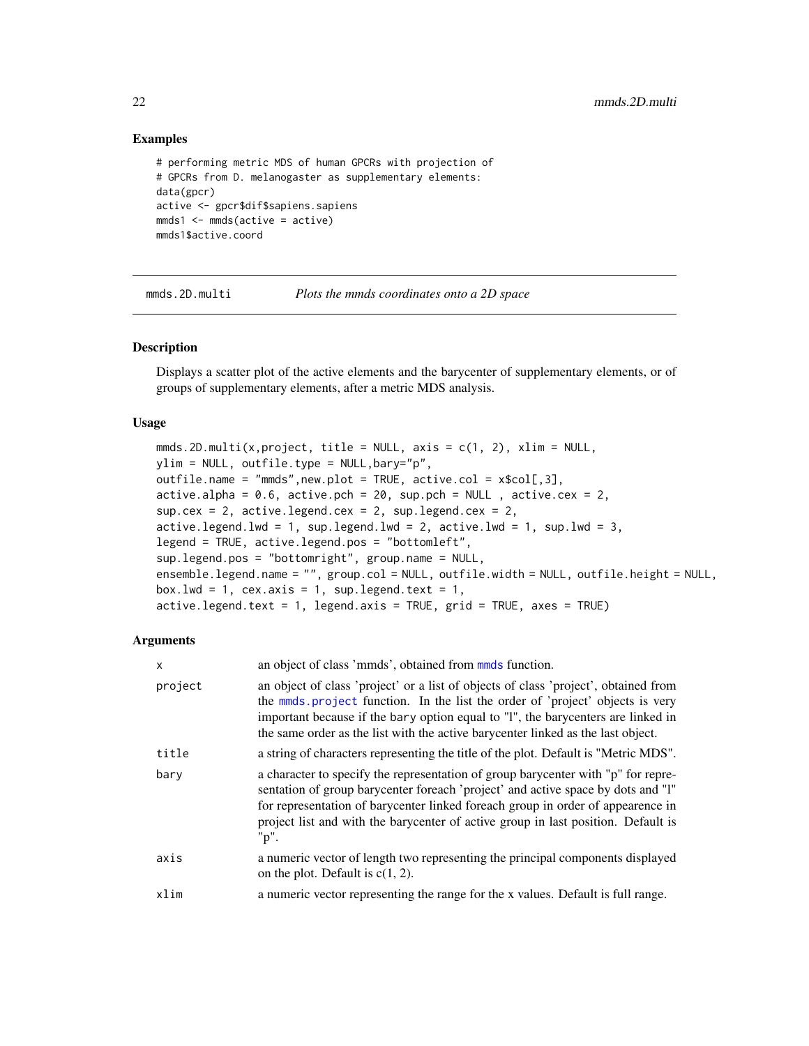## Examples

```
# performing metric MDS of human GPCRs with projection of
# GPCRs from D. melanogaster as supplementary elements:
data(gpcr)
active <- gpcr$dif$sapiens.sapiens
mmds1 <- mmds(active = active)
mmds1$active.coord
```

---

## mmds.2D.multi — *Plots the mmds coordinates onto a 2D space*

---

### Description

Displays a scatter plot of the active elements and the barycenter of supplementary elements, or of groups of supplementary elements, after a metric MDS analysis.

### Usage

```
mmds.2D.multi(x,project, title = NULL, axis = c(1, 2), xlim = NULL,
ylim = NULL, outfile.type = NULL,bary="p",
outfile.name = "mmds",new.plot = TRUE, active.col = x$col[,3],
active.alpha = 0.6, active.pch = 20, sup.pch = NULL , active.cex = 2,
sup.cex = 2, active.legend.cex = 2, sup.legend.cex = 2,
active.legend.lwd = 1, sup.legend.lwd = 2, active.lwd = 1, sup.lwd = 3,
legend = TRUE, active.legend.pos = "bottomleft",
sup.legend.pos = "bottomright", group.name = NULL,
ensemble.legend.name = "", group.col = NULL, outfile.width = NULL, outfile.height = NULL,
box.lwd = 1, cex.axis = 1, sup.legend.text = 1,
active.legend.text = 1, legend.axis = TRUE, grid = TRUE, axes = TRUE)
```

### Arguments

| | |
|---|---|
| x | an object of class 'mmds', obtained from mmds function. |
| project | an object of class 'project' or a list of objects of class 'project', obtained from the mmds.project function. In the list the order of 'project' objects is very important because if the bary option equal to "l", the barycenters are linked in the same order as the list with the active barycenter linked as the last object. |
| title | a string of characters representing the title of the plot. Default is "Metric MDS". |
| bary | a character to specify the representation of group barycenter with "p" for representation of group barycenter foreach 'project' and active space by dots and "l" for representation of barycenter linked foreach group in order of appearence in project list and with the barycenter of active group in last position. Default is "p". |
| axis | a numeric vector of length two representing the principal components displayed on the plot. Default is c(1, 2). |
| xlim | a numeric vector representing the range for the x values. Default is full range. |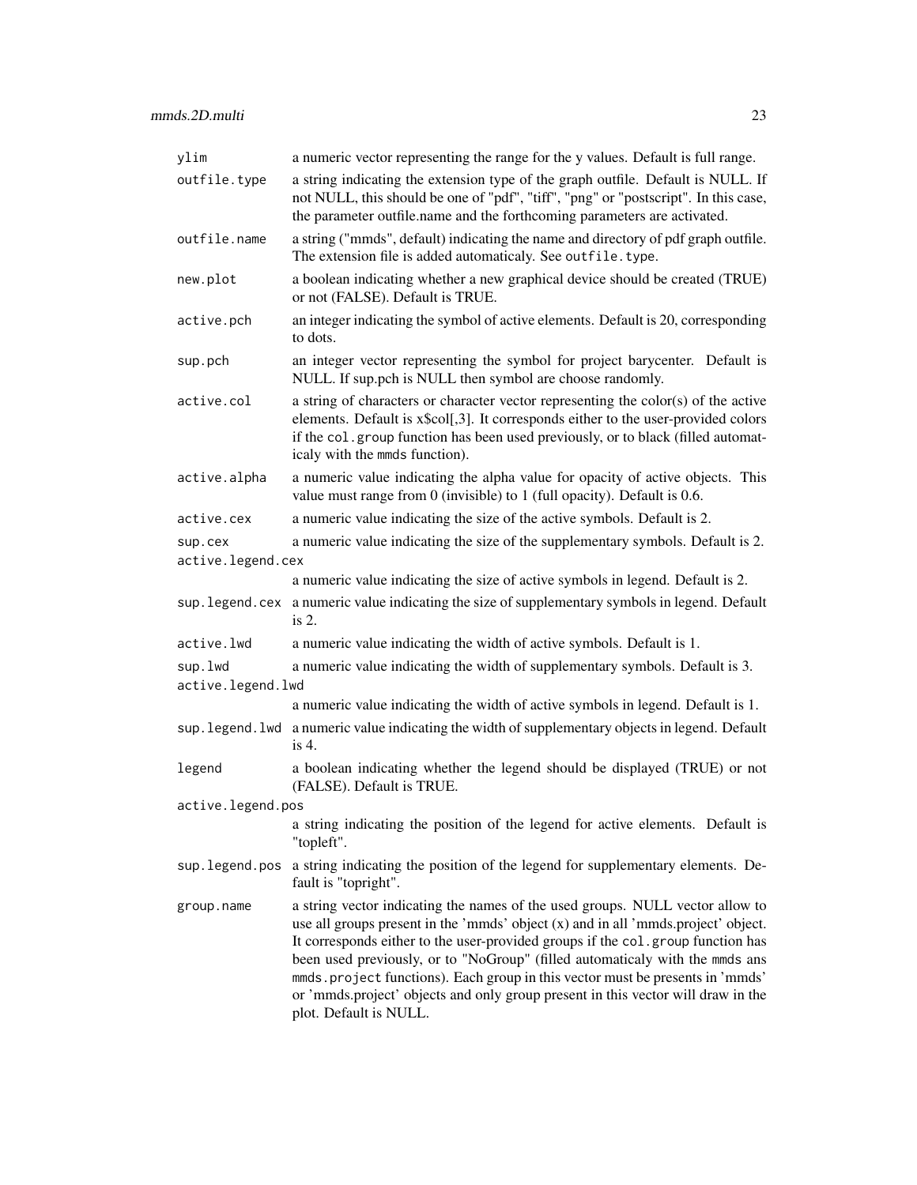| | |
|---|---|
| `ylim` | a numeric vector representing the range for the y values. Default is full range. |
| `outfile.type` | a string indicating the extension type of the graph outfile. Default is NULL. If not NULL, this should be one of "pdf", "tiff", "png" or "postscript". In this case, the parameter outfile.name and the forthcoming parameters are activated. |
| `outfile.name` | a string ("mmds", default) indicating the name and directory of pdf graph outfile. The extension file is added automaticaly. See `outfile.type`. |
| `new.plot` | a boolean indicating whether a new graphical device should be created (TRUE) or not (FALSE). Default is TRUE. |
| `active.pch` | an integer indicating the symbol of active elements. Default is 20, corresponding to dots. |
| `sup.pch` | an integer vector representing the symbol for project barycenter. Default is NULL. If sup.pch is NULL then symbol are choose randomly. |
| `active.col` | a string of characters or character vector representing the color(s) of the active elements. Default is x$col[,3]. It corresponds either to the user-provided colors if the `col.group` function has been used previously, or to black (filled automaticaly with the `mmds` function). |
| `active.alpha` | a numeric value indicating the alpha value for opacity of active objects. This value must range from 0 (invisible) to 1 (full opacity). Default is 0.6. |
| `active.cex` | a numeric value indicating the size of the active symbols. Default is 2. |
| `sup.cex` | a numeric value indicating the size of the supplementary symbols. Default is 2. |
| `active.legend.cex` | a numeric value indicating the size of active symbols in legend. Default is 2. |
| `sup.legend.cex` | a numeric value indicating the size of supplementary symbols in legend. Default is 2. |
| `active.lwd` | a numeric value indicating the width of active symbols. Default is 1. |
| `sup.lwd` | a numeric value indicating the width of supplementary symbols. Default is 3. |
| `active.legend.lwd` | a numeric value indicating the width of active symbols in legend. Default is 1. |
| `sup.legend.lwd` | a numeric value indicating the width of supplementary objects in legend. Default is 4. |
| `legend` | a boolean indicating whether the legend should be displayed (TRUE) or not (FALSE). Default is TRUE. |
| `active.legend.pos` | a string indicating the position of the legend for active elements. Default is "topleft". |
| `sup.legend.pos` | a string indicating the position of the legend for supplementary elements. Default is "topright". |
| `group.name` | a string vector indicating the names of the used groups. NULL vector allow to use all groups present in the 'mmds' object (x) and in all 'mmds.project' object. It corresponds either to the user-provided groups if the `col.group` function has been used previously, or to "NoGroup" (filled automaticaly with the `mmds` ans `mmds.project` functions). Each group in this vector must be presents in 'mmds' or 'mmds.project' objects and only group present in this vector will draw in the plot. Default is NULL. |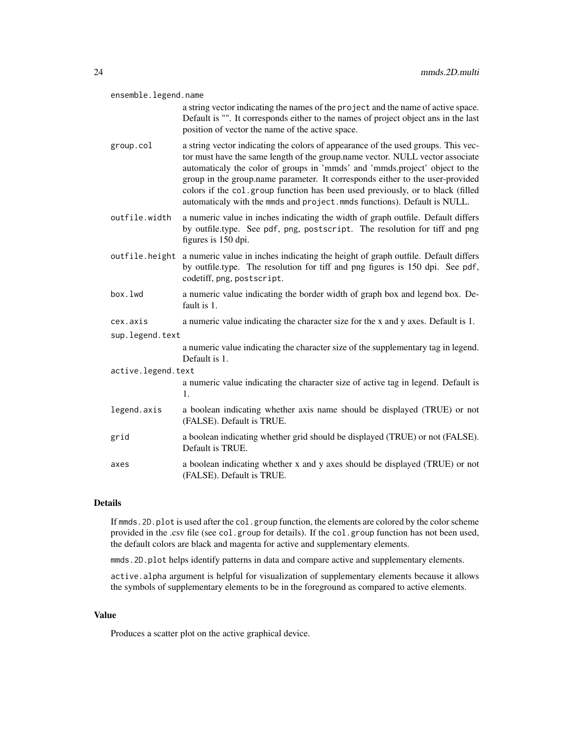ensemble.legend.name
: a string vector indicating the names of the `project` and the name of active space. Default is "". It corresponds either to the names of project object ans in the last position of vector the name of the active space.

group.col
: a string vector indicating the colors of appearance of the used groups. This vector must have the same length of the group.name vector. NULL vector associate automaticaly the color of groups in 'mmds' and 'mmds.project' object to the group in the group.name parameter. It corresponds either to the user-provided colors if the `col.group` function has been used previously, or to black (filled automaticaly with the `mmds` and `project.mmds` functions). Default is NULL.

outfile.width
: a numeric value in inches indicating the width of graph outfile. Default differs by outfile.type. See `pdf`, `png`, `postscript`. The resolution for tiff and png figures is 150 dpi.

outfile.height
: a numeric value in inches indicating the height of graph outfile. Default differs by outfile.type. The resolution for tiff and png figures is 150 dpi. See `pdf`, codetiff, `png`, `postscript`.

box.lwd
: a numeric value indicating the border width of graph box and legend box. Default is 1.

cex.axis
: a numeric value indicating the character size for the x and y axes. Default is 1.

sup.legend.text
: a numeric value indicating the character size of the supplementary tag in legend. Default is 1.

active.legend.text
: a numeric value indicating the character size of active tag in legend. Default is 1.

legend.axis
: a boolean indicating whether axis name should be displayed (TRUE) or not (FALSE). Default is TRUE.

grid
: a boolean indicating whether grid should be displayed (TRUE) or not (FALSE). Default is TRUE.

axes
: a boolean indicating whether x and y axes should be displayed (TRUE) or not (FALSE). Default is TRUE.

## Details

If `mmds.2D.plot` is used after the `col.group` function, the elements are colored by the color scheme provided in the .csv file (see `col.group` for details). If the `col.group` function has not been used, the default colors are black and magenta for active and supplementary elements.

`mmds.2D.plot` helps identify patterns in data and compare active and supplementary elements.

`active.alpha` argument is helpful for visualization of supplementary elements because it allows the symbols of supplementary elements to be in the foreground as compared to active elements.

## Value

Produces a scatter plot on the active graphical device.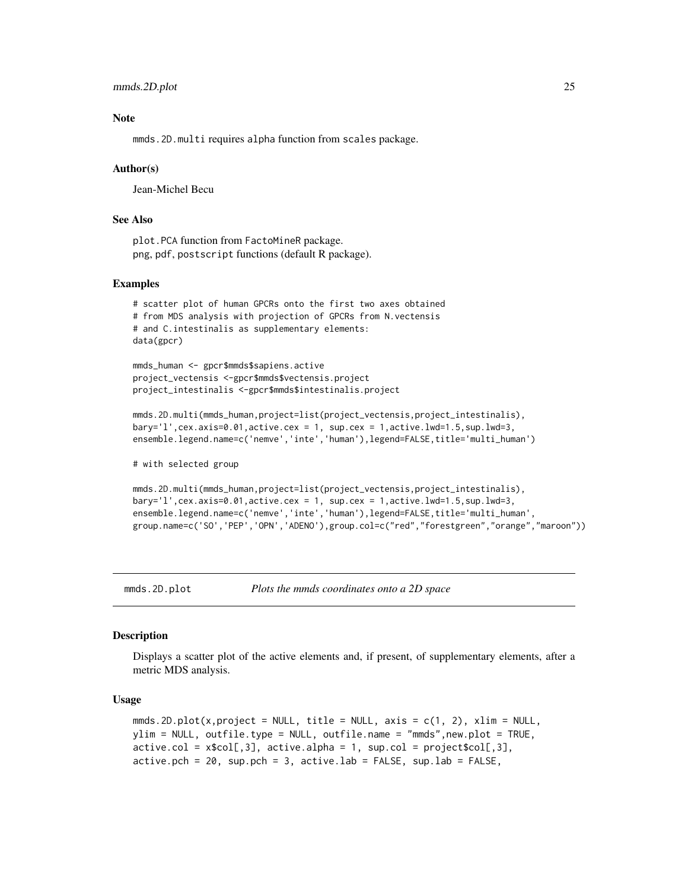### Note

mmds.2D.multi requires alpha function from scales package.

### Author(s)

Jean-Michel Becu

### See Also

plot.PCA function from FactoMineR package.
png, pdf, postscript functions (default R package).

### Examples

```
# scatter plot of human GPCRs onto the first two axes obtained
# from MDS analysis with projection of GPCRs from N.vectensis
# and C.intestinalis as supplementary elements:
data(gpcr)

mmds_human <- gpcr$mmds$sapiens.active
project_vectensis <-gpcr$mmds$vectensis.project
project_intestinalis <-gpcr$mmds$intestinalis.project

mmds.2D.multi(mmds_human,project=list(project_vectensis,project_intestinalis),
bary='l',cex.axis=0.01,active.cex = 1, sup.cex = 1,active.lwd=1.5,sup.lwd=3,
ensemble.legend.name=c('nemve','inte','human'),legend=FALSE,title='multi_human')

# with selected group

mmds.2D.multi(mmds_human,project=list(project_vectensis,project_intestinalis),
bary='l',cex.axis=0.01,active.cex = 1, sup.cex = 1,active.lwd=1.5,sup.lwd=3,
ensemble.legend.name=c('nemve','inte','human'),legend=FALSE,title='multi_human',
group.name=c('SO','PEP','OPN','ADENO'),group.col=c("red","forestgreen","orange","maroon"))
```

---

## mmds.2D.plot — *Plots the mmds coordinates onto a 2D space*

### Description

Displays a scatter plot of the active elements and, if present, of supplementary elements, after a metric MDS analysis.

### Usage

```
mmds.2D.plot(x,project = NULL, title = NULL, axis = c(1, 2), xlim = NULL,
ylim = NULL, outfile.type = NULL, outfile.name = "mmds",new.plot = TRUE,
active.col = x$col[,3], active.alpha = 1, sup.col = project$col[,3],
active.pch = 20, sup.pch = 3, active.lab = FALSE, sup.lab = FALSE,
```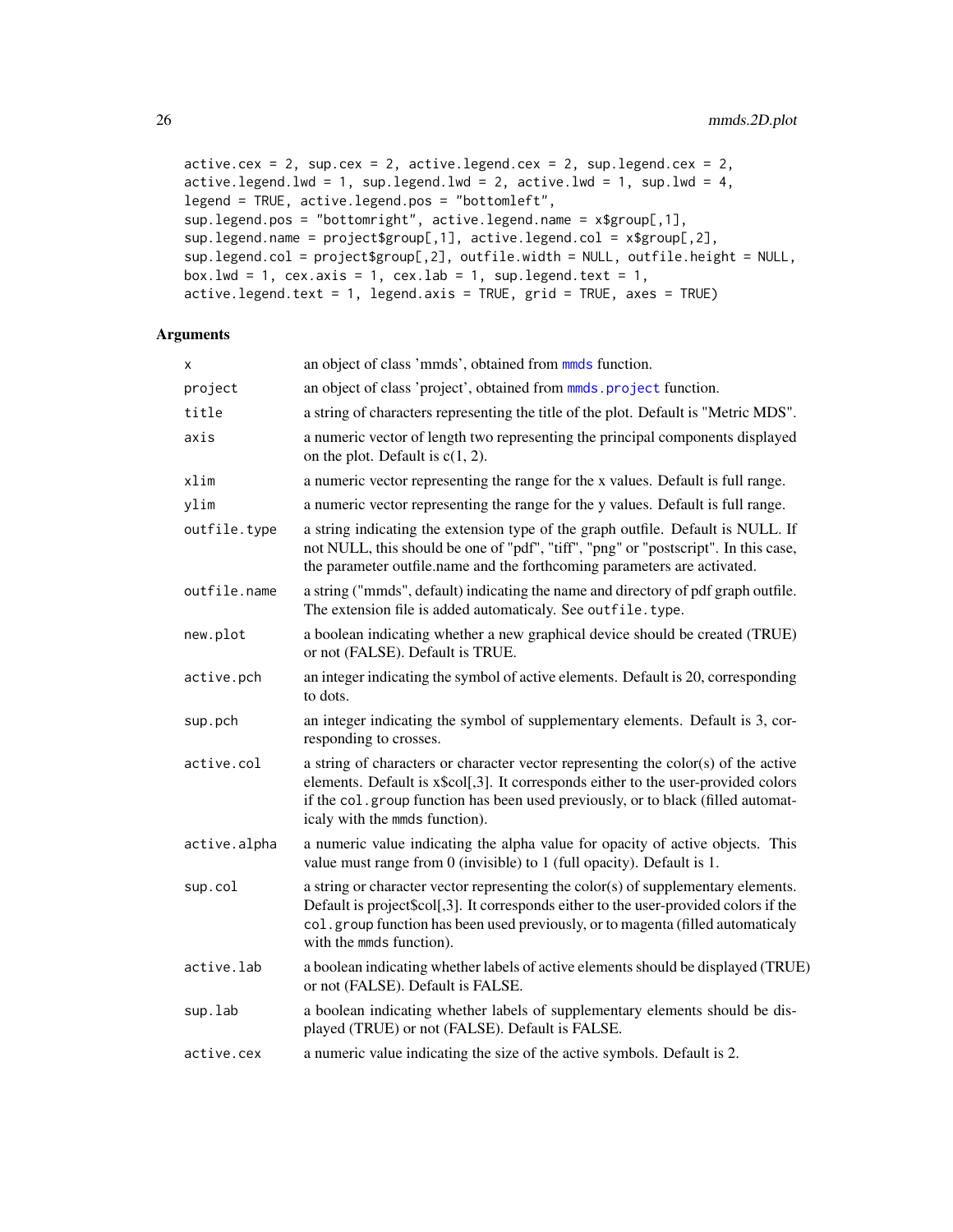```
active.cex = 2, sup.cex = 2, active.legend.cex = 2, sup.legend.cex = 2,
active.legend.lwd = 1, sup.legend.lwd = 2, active.lwd = 1, sup.lwd = 4,
legend = TRUE, active.legend.pos = "bottomleft",
sup.legend.pos = "bottomright", active.legend.name = x$group[,1],
sup.legend.name = project$group[,1], active.legend.col = x$group[,2],
sup.legend.col = project$group[,2], outfile.width = NULL, outfile.height = NULL,
box.lwd = 1, cex.axis = 1, cex.lab = 1, sup.legend.text = 1,
active.legend.text = 1, legend.axis = TRUE, grid = TRUE, axes = TRUE)
```

## Arguments

| | |
|---|---|
| `x` | an object of class 'mmds', obtained from `mmds` function. |
| `project` | an object of class 'project', obtained from `mmds.project` function. |
| `title` | a string of characters representing the title of the plot. Default is "Metric MDS". |
| `axis` | a numeric vector of length two representing the principal components displayed on the plot. Default is c(1, 2). |
| `xlim` | a numeric vector representing the range for the x values. Default is full range. |
| `ylim` | a numeric vector representing the range for the y values. Default is full range. |
| `outfile.type` | a string indicating the extension type of the graph outfile. Default is NULL. If not NULL, this should be one of "pdf", "tiff", "png" or "postscript". In this case, the parameter outfile.name and the forthcoming parameters are activated. |
| `outfile.name` | a string ("mmds", default) indicating the name and directory of pdf graph outfile. The extension file is added automaticaly. See `outfile.type`. |
| `new.plot` | a boolean indicating whether a new graphical device should be created (TRUE) or not (FALSE). Default is TRUE. |
| `active.pch` | an integer indicating the symbol of active elements. Default is 20, corresponding to dots. |
| `sup.pch` | an integer indicating the symbol of supplementary elements. Default is 3, corresponding to crosses. |
| `active.col` | a string of characters or character vector representing the color(s) of the active elements. Default is x$col[,3]. It corresponds either to the user-provided colors if the `col.group` function has been used previously, or to black (filled automaticaly with the `mmds` function). |
| `active.alpha` | a numeric value indicating the alpha value for opacity of active objects. This value must range from 0 (invisible) to 1 (full opacity). Default is 1. |
| `sup.col` | a string or character vector representing the color(s) of supplementary elements. Default is project$col[,3]. It corresponds either to the user-provided colors if the `col.group` function has been used previously, or to magenta (filled automaticaly with the `mmds` function). |
| `active.lab` | a boolean indicating whether labels of active elements should be displayed (TRUE) or not (FALSE). Default is FALSE. |
| `sup.lab` | a boolean indicating whether labels of supplementary elements should be displayed (TRUE) or not (FALSE). Default is FALSE. |
| `active.cex` | a numeric value indicating the size of the active symbols. Default is 2. |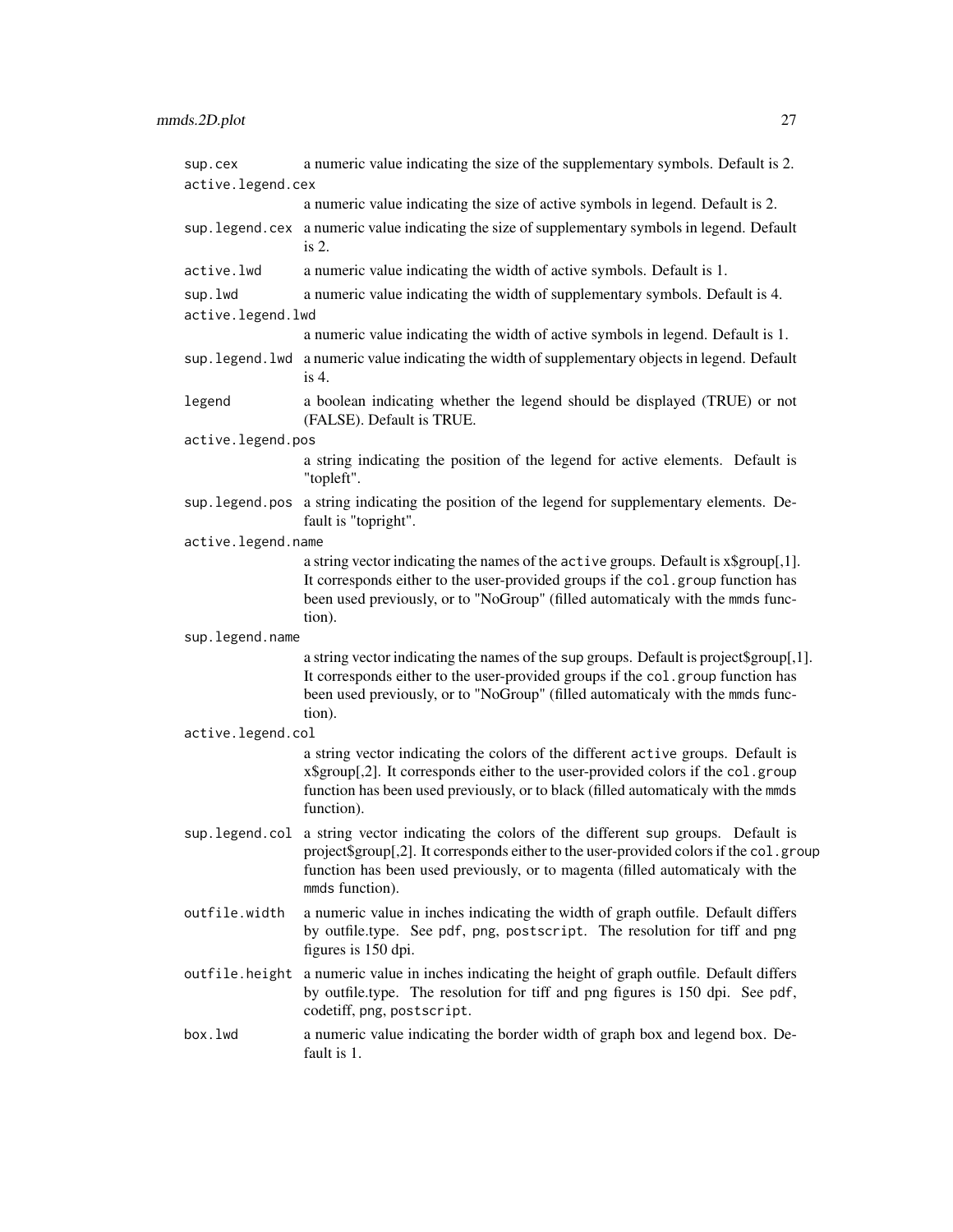| | |
|---|---|
| `sup.cex` | a numeric value indicating the size of the supplementary symbols. Default is 2. |
| `active.legend.cex` | a numeric value indicating the size of active symbols in legend. Default is 2. |
| `sup.legend.cex` | a numeric value indicating the size of supplementary symbols in legend. Default is 2. |
| `active.lwd` | a numeric value indicating the width of active symbols. Default is 1. |
| `sup.lwd` | a numeric value indicating the width of supplementary symbols. Default is 4. |
| `active.legend.lwd` | a numeric value indicating the width of active symbols in legend. Default is 1. |
| `sup.legend.lwd` | a numeric value indicating the width of supplementary objects in legend. Default is 4. |
| `legend` | a boolean indicating whether the legend should be displayed (TRUE) or not (FALSE). Default is TRUE. |
| `active.legend.pos` | a string indicating the position of the legend for active elements. Default is "topleft". |
| `sup.legend.pos` | a string indicating the position of the legend for supplementary elements. Default is "topright". |
| `active.legend.name` | a string vector indicating the names of the `active` groups. Default is x$group[,1]. It corresponds either to the user-provided groups if the `col.group` function has been used previously, or to "NoGroup" (filled automaticaly with the `mmds` function). |
| `sup.legend.name` | a string vector indicating the names of the `sup` groups. Default is project$group[,1]. It corresponds either to the user-provided groups if the `col.group` function has been used previously, or to "NoGroup" (filled automaticaly with the `mmds` function). |
| `active.legend.col` | a string vector indicating the colors of the different `active` groups. Default is x$group[,2]. It corresponds either to the user-provided colors if the `col.group` function has been used previously, or to black (filled automaticaly with the `mmds` function). |
| `sup.legend.col` | a string vector indicating the colors of the different `sup` groups. Default is project$group[,2]. It corresponds either to the user-provided colors if the `col.group` function has been used previously, or to magenta (filled automaticaly with the `mmds` function). |
| `outfile.width` | a numeric value in inches indicating the width of graph outfile. Default differs by outfile.type. See `pdf`, `png`, `postscript`. The resolution for tiff and png figures is 150 dpi. |
| `outfile.height` | a numeric value in inches indicating the height of graph outfile. Default differs by outfile.type. The resolution for tiff and png figures is 150 dpi. See `pdf`, codetiff, `png`, `postscript`. |
| `box.lwd` | a numeric value indicating the border width of graph box and legend box. Default is 1. |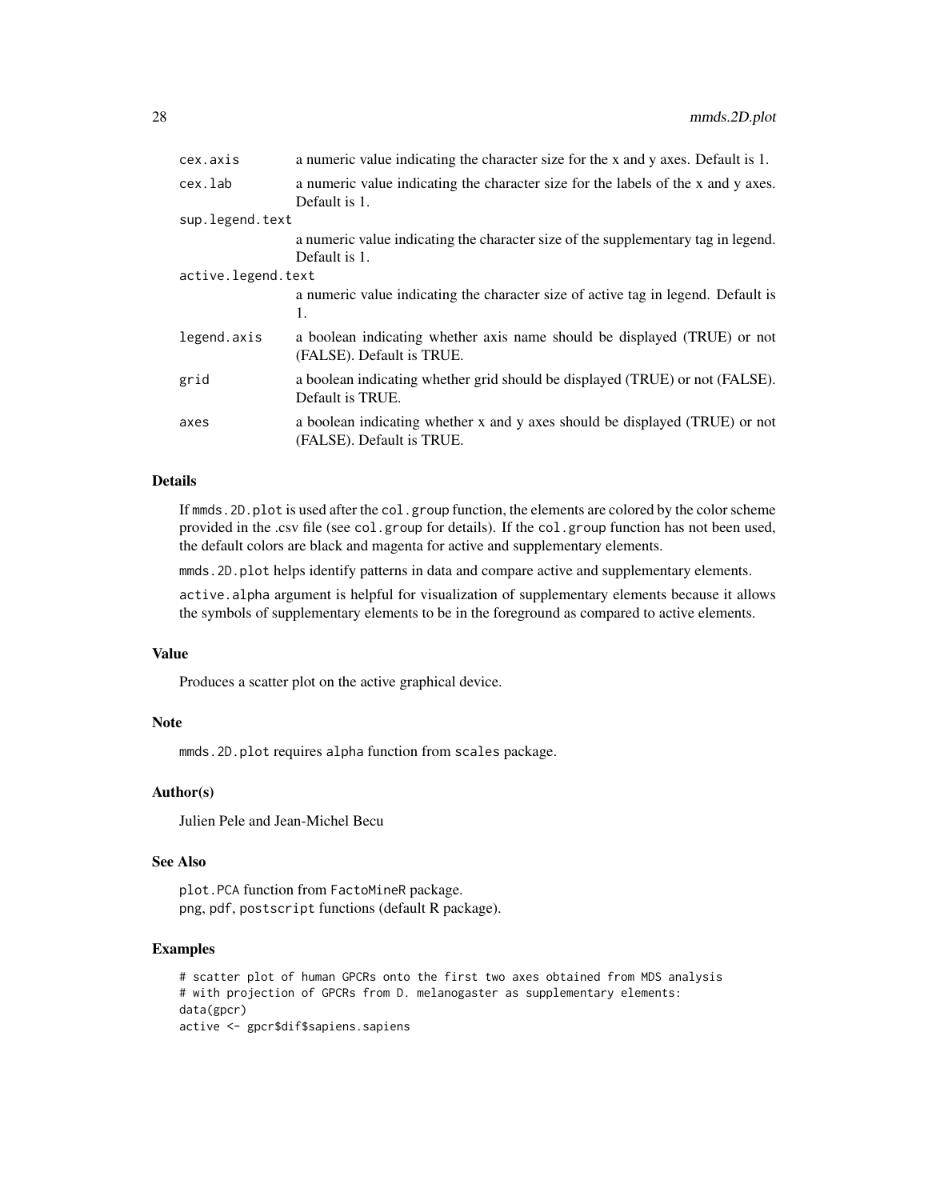| | |
|---|---|
| `cex.axis` | a numeric value indicating the character size for the x and y axes. Default is 1. |
| `cex.lab` | a numeric value indicating the character size for the labels of the x and y axes. Default is 1. |
| `sup.legend.text` | a numeric value indicating the character size of the supplementary tag in legend. Default is 1. |
| `active.legend.text` | a numeric value indicating the character size of active tag in legend. Default is 1. |
| `legend.axis` | a boolean indicating whether axis name should be displayed (TRUE) or not (FALSE). Default is TRUE. |
| `grid` | a boolean indicating whether grid should be displayed (TRUE) or not (FALSE). Default is TRUE. |
| `axes` | a boolean indicating whether x and y axes should be displayed (TRUE) or not (FALSE). Default is TRUE. |

### Details

If `mmds.2D.plot` is used after the `col.group` function, the elements are colored by the color scheme provided in the .csv file (see `col.group` for details). If the `col.group` function has not been used, the default colors are black and magenta for active and supplementary elements.

`mmds.2D.plot` helps identify patterns in data and compare active and supplementary elements.

`active.alpha` argument is helpful for visualization of supplementary elements because it allows the symbols of supplementary elements to be in the foreground as compared to active elements.

### Value

Produces a scatter plot on the active graphical device.

### Note

`mmds.2D.plot` requires `alpha` function from `scales` package.

### Author(s)

Julien Pele and Jean-Michel Becu

### See Also

`plot.PCA` function from `FactoMineR` package.
`png`, `pdf`, `postscript` functions (default R package).

### Examples

```
# scatter plot of human GPCRs onto the first two axes obtained from MDS analysis
# with projection of GPCRs from D. melanogaster as supplementary elements:
data(gpcr)
active <- gpcr$dif$sapiens.sapiens
```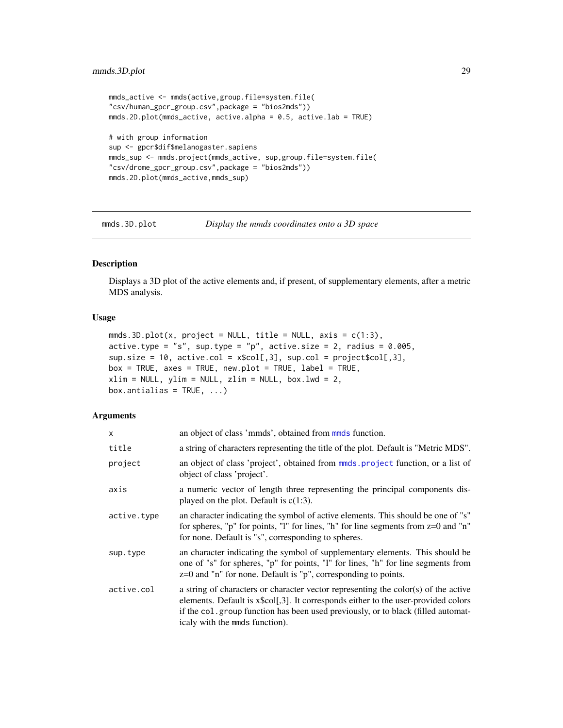```
mmds_active <- mmds(active,group.file=system.file(
"csv/human_gpcr_group.csv",package = "bios2mds"))
mmds.2D.plot(mmds_active, active.alpha = 0.5, active.lab = TRUE)

# with group information
sup <- gpcr$dif$melanogaster.sapiens
mmds_sup <- mmds.project(mmds_active, sup,group.file=system.file(
"csv/drome_gpcr_group.csv",package = "bios2mds"))
mmds.2D.plot(mmds_active,mmds_sup)
```

---

## mmds.3D.plot — *Display the mmds coordinates onto a 3D space*

### Description

Displays a 3D plot of the active elements and, if present, of supplementary elements, after a metric MDS analysis.

### Usage

```
mmds.3D.plot(x, project = NULL, title = NULL, axis = c(1:3),
active.type = "s", sup.type = "p", active.size = 2, radius = 0.005,
sup.size = 10, active.col = x$col[,3], sup.col = project$col[,3],
box = TRUE, axes = TRUE, new.plot = TRUE, label = TRUE,
xlim = NULL, ylim = NULL, zlim = NULL, box.lwd = 2,
box.antialias = TRUE, ...)
```

### Arguments

| | |
|---|---|
| `x` | an object of class 'mmds', obtained from `mmds` function. |
| `title` | a string of characters representing the title of the plot. Default is "Metric MDS". |
| `project` | an object of class 'project', obtained from `mmds.project` function, or a list of object of class 'project'. |
| `axis` | a numeric vector of length three representing the principal components displayed on the plot. Default is c(1:3). |
| `active.type` | an character indicating the symbol of active elements. This should be one of "s" for spheres, "p" for points, "l" for lines, "h" for line segments from z=0 and "n" for none. Default is "s", corresponding to spheres. |
| `sup.type` | an character indicating the symbol of supplementary elements. This should be one of "s" for spheres, "p" for points, "l" for lines, "h" for line segments from z=0 and "n" for none. Default is "p", corresponding to points. |
| `active.col` | a string of characters or character vector representing the color(s) of the active elements. Default is x$col[,3]. It corresponds either to the user-provided colors if the `col.group` function has been used previously, or to black (filled automaticaly with the `mmds` function). |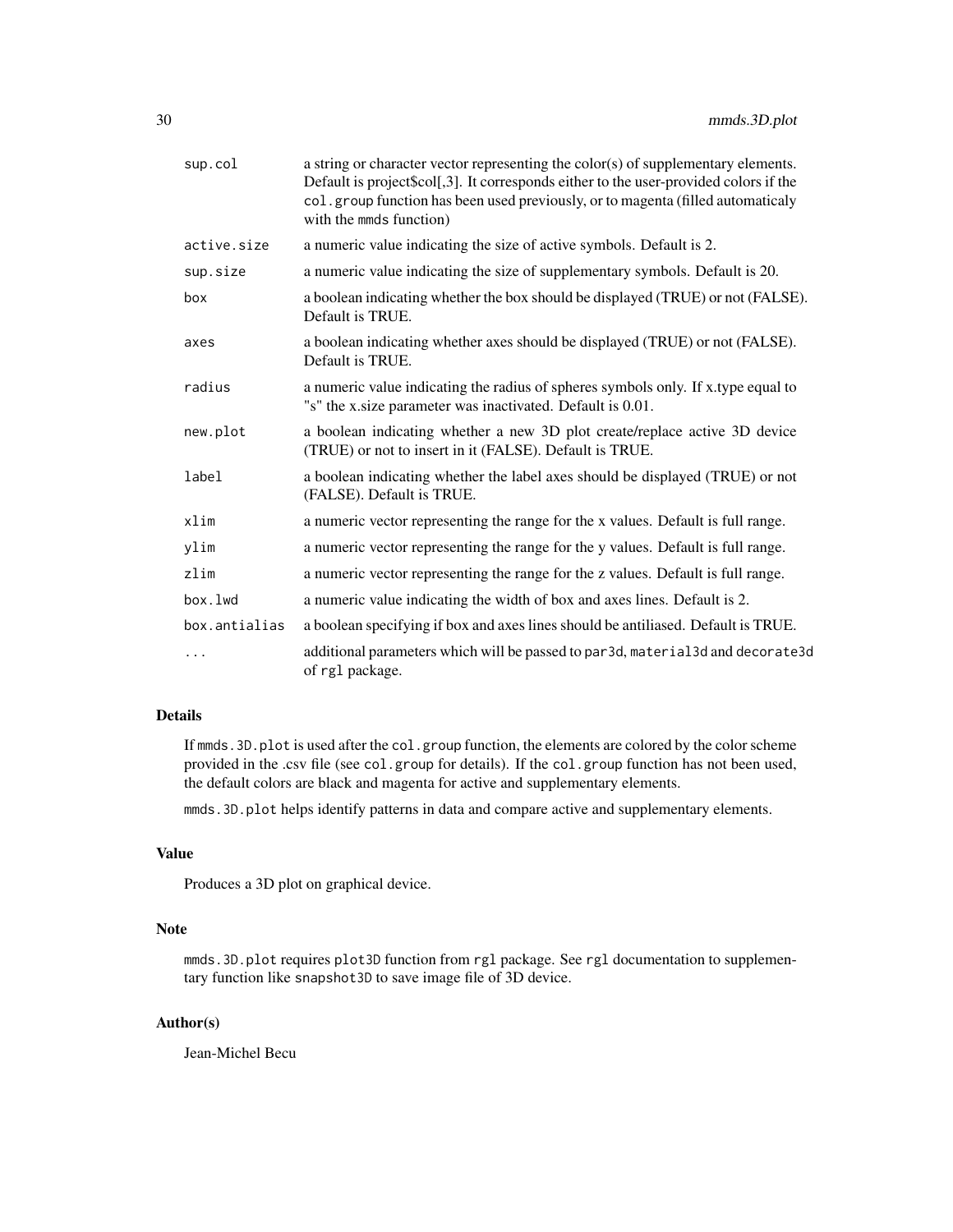| | |
|---|---|
| sup.col | a string or character vector representing the color(s) of supplementary elements. Default is project$col[,3]. It corresponds either to the user-provided colors if the col.group function has been used previously, or to magenta (filled automaticaly with the mmds function) |
| active.size | a numeric value indicating the size of active symbols. Default is 2. |
| sup.size | a numeric value indicating the size of supplementary symbols. Default is 20. |
| box | a boolean indicating whether the box should be displayed (TRUE) or not (FALSE). Default is TRUE. |
| axes | a boolean indicating whether axes should be displayed (TRUE) or not (FALSE). Default is TRUE. |
| radius | a numeric value indicating the radius of spheres symbols only. If x.type equal to "s" the x.size parameter was inactivated. Default is 0.01. |
| new.plot | a boolean indicating whether a new 3D plot create/replace active 3D device (TRUE) or not to insert in it (FALSE). Default is TRUE. |
| label | a boolean indicating whether the label axes should be displayed (TRUE) or not (FALSE). Default is TRUE. |
| xlim | a numeric vector representing the range for the x values. Default is full range. |
| ylim | a numeric vector representing the range for the y values. Default is full range. |
| zlim | a numeric vector representing the range for the z values. Default is full range. |
| box.lwd | a numeric value indicating the width of box and axes lines. Default is 2. |
| box.antialias | a boolean specifying if box and axes lines should be antiliased. Default is TRUE. |
| ... | additional parameters which will be passed to par3d, material3d and decorate3d of rgl package. |

## Details

If mmds.3D.plot is used after the col.group function, the elements are colored by the color scheme provided in the .csv file (see col.group for details). If the col.group function has not been used, the default colors are black and magenta for active and supplementary elements.

mmds.3D.plot helps identify patterns in data and compare active and supplementary elements.

## Value

Produces a 3D plot on graphical device.

## Note

mmds.3D.plot requires plot3D function from rgl package. See rgl documentation to supplementary function like snapshot3D to save image file of 3D device.

## Author(s)

Jean-Michel Becu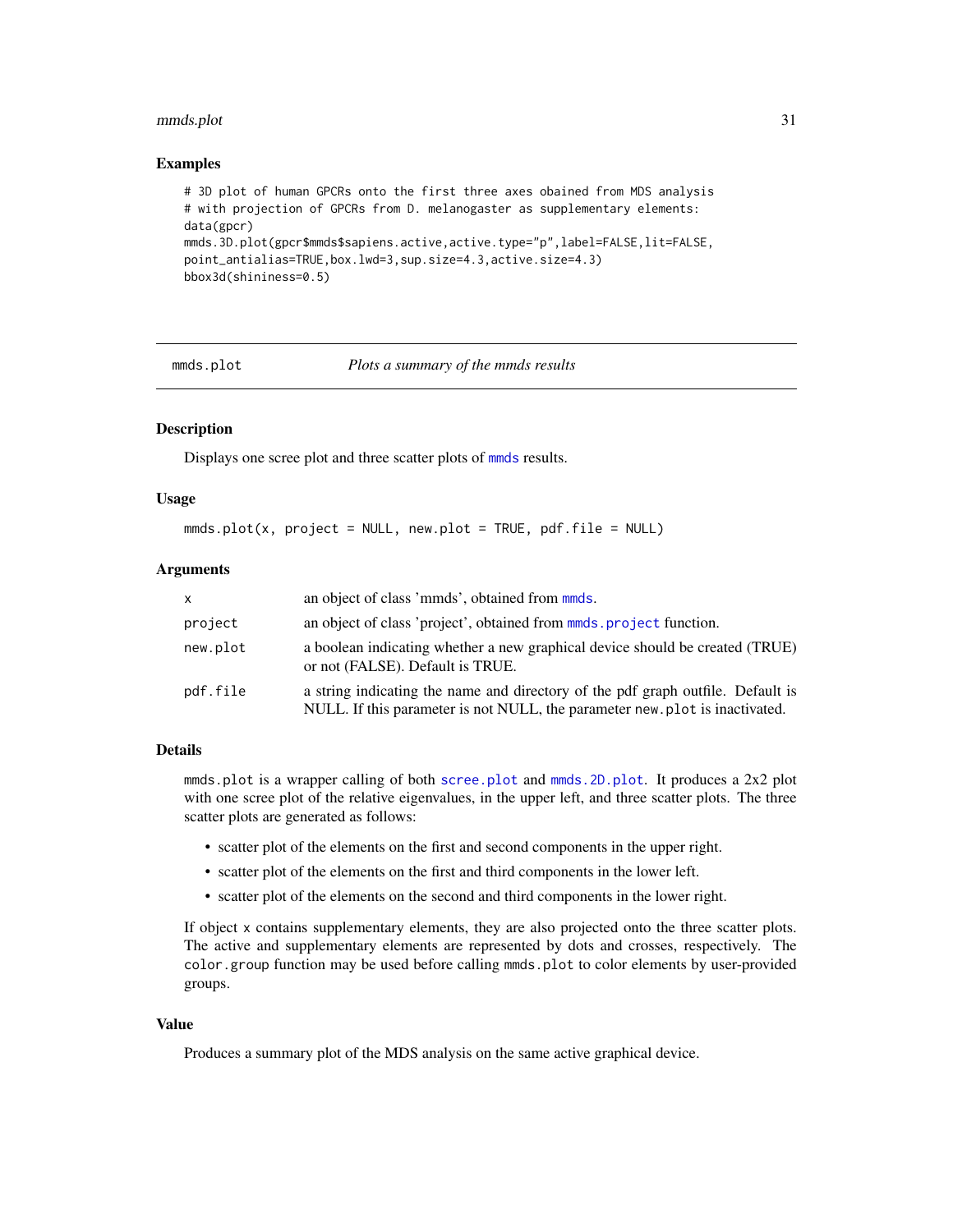## Examples

```
# 3D plot of human GPCRs onto the first three axes obained from MDS analysis
# with projection of GPCRs from D. melanogaster as supplementary elements:
data(gpcr)
mmds.3D.plot(gpcr$mmds$sapiens.active,active.type="p",label=FALSE,lit=FALSE,
point_antialias=TRUE,box.lwd=3,sup.size=4.3,active.size=4.3)
bbox3d(shininess=0.5)
```

---

# mmds.plot — *Plots a summary of the mmds results*

## Description

Displays one scree plot and three scatter plots of mmds results.

## Usage

```
mmds.plot(x, project = NULL, new.plot = TRUE, pdf.file = NULL)
```

## Arguments

| | |
|---|---|
| x | an object of class 'mmds', obtained from mmds. |
| project | an object of class 'project', obtained from mmds.project function. |
| new.plot | a boolean indicating whether a new graphical device should be created (TRUE) or not (FALSE). Default is TRUE. |
| pdf.file | a string indicating the name and directory of the pdf graph outfile. Default is NULL. If this parameter is not NULL, the parameter new.plot is inactivated. |

## Details

mmds.plot is a wrapper calling of both scree.plot and mmds.2D.plot. It produces a 2x2 plot with one scree plot of the relative eigenvalues, in the upper left, and three scatter plots. The three scatter plots are generated as follows:

- scatter plot of the elements on the first and second components in the upper right.
- scatter plot of the elements on the first and third components in the lower left.
- scatter plot of the elements on the second and third components in the lower right.

If object x contains supplementary elements, they are also projected onto the three scatter plots. The active and supplementary elements are represented by dots and crosses, respectively. The color.group function may be used before calling mmds.plot to color elements by user-provided groups.

## Value

Produces a summary plot of the MDS analysis on the same active graphical device.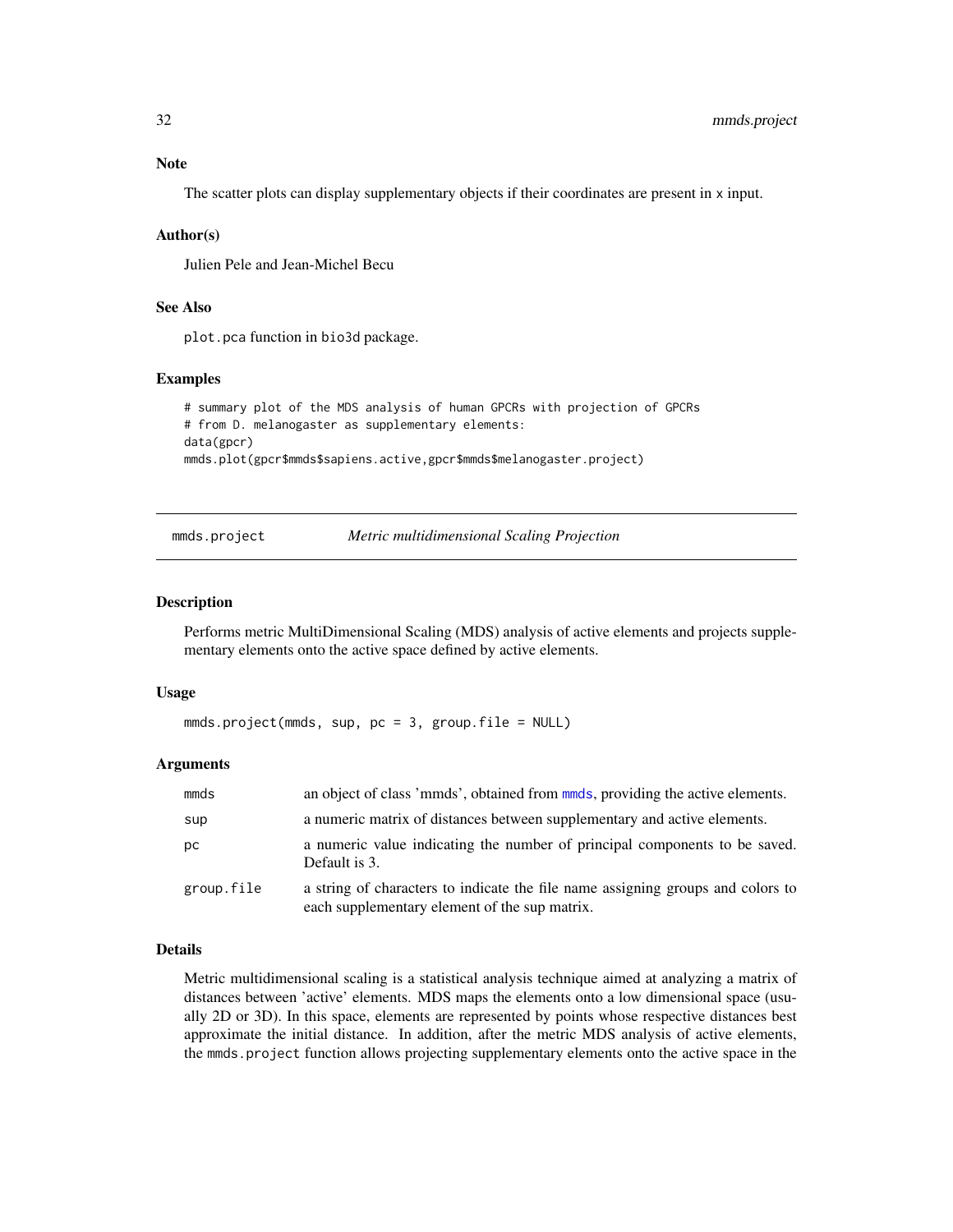### Note

The scatter plots can display supplementary objects if their coordinates are present in x input.

### Author(s)

Julien Pele and Jean-Michel Becu

### See Also

plot.pca function in bio3d package.

### Examples

```
# summary plot of the MDS analysis of human GPCRs with projection of GPCRs
# from D. melanogaster as supplementary elements:
data(gpcr)
mmds.plot(gpcr$mmds$sapiens.active,gpcr$mmds$melanogaster.project)
```

---

## mmds.project *Metric multidimensional Scaling Projection*

---

### Description

Performs metric MultiDimensional Scaling (MDS) analysis of active elements and projects supplementary elements onto the active space defined by active elements.

### Usage

```
mmds.project(mmds, sup, pc = 3, group.file = NULL)
```

### Arguments

| | |
|---|---|
| mmds | an object of class 'mmds', obtained from mmds, providing the active elements. |
| sup | a numeric matrix of distances between supplementary and active elements. |
| pc | a numeric value indicating the number of principal components to be saved. Default is 3. |
| group.file | a string of characters to indicate the file name assigning groups and colors to each supplementary element of the sup matrix. |

### Details

Metric multidimensional scaling is a statistical analysis technique aimed at analyzing a matrix of distances between 'active' elements. MDS maps the elements onto a low dimensional space (usually 2D or 3D). In this space, elements are represented by points whose respective distances best approximate the initial distance. In addition, after the metric MDS analysis of active elements, the mmds.project function allows projecting supplementary elements onto the active space in the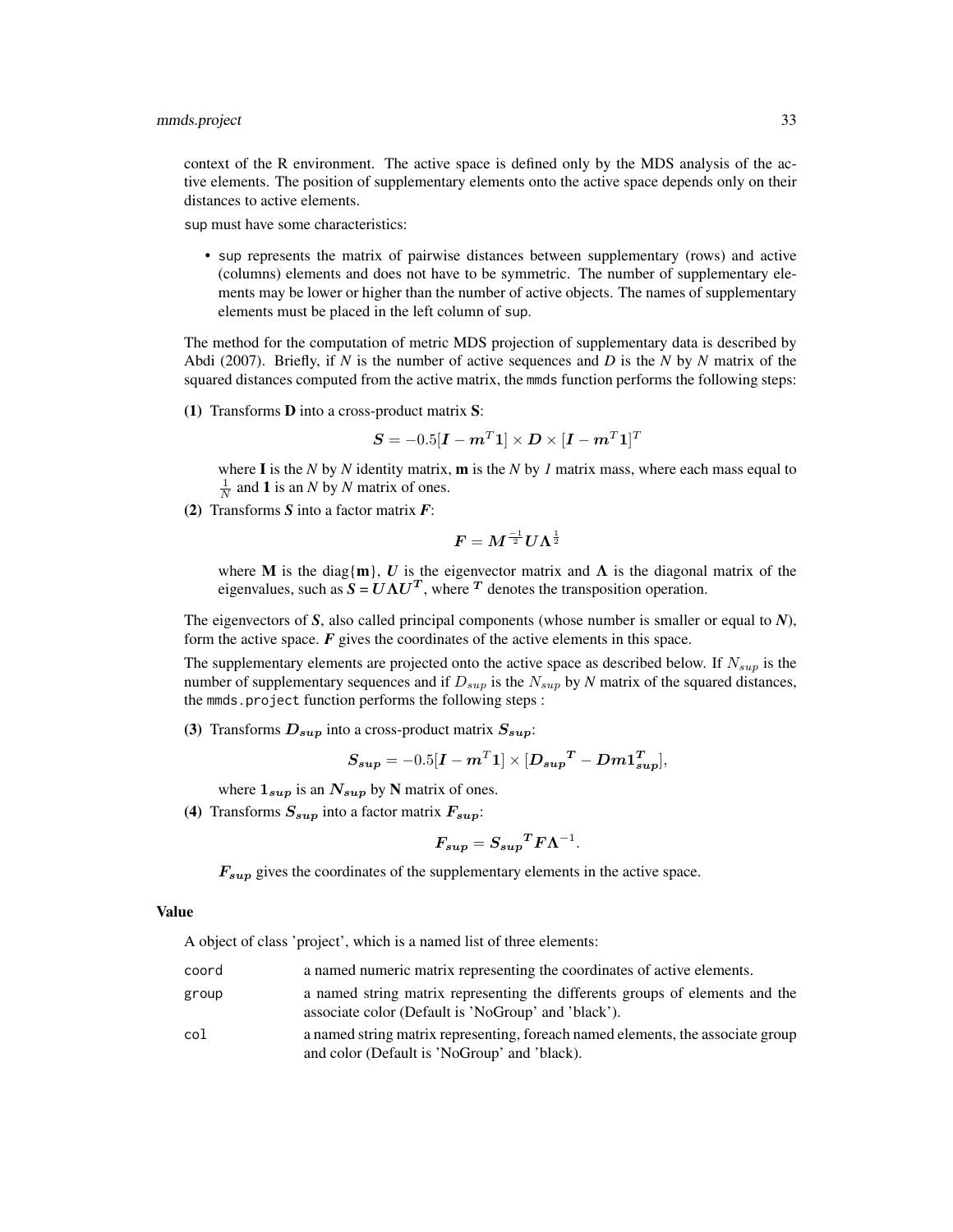context of the R environment. The active space is defined only by the MDS analysis of the active elements. The position of supplementary elements onto the active space depends only on their distances to active elements.

`sup` must have some characteristics:

- `sup` represents the matrix of pairwise distances between supplementary (rows) and active (columns) elements and does not have to be symmetric. The number of supplementary elements may be lower or higher than the number of active objects. The names of supplementary elements must be placed in the left column of `sup`.

The method for the computation of metric MDS projection of supplementary data is described by Abdi (2007). Briefly, if *N* is the number of active sequences and *D* is the *N* by *N* matrix of the squared distances computed from the active matrix, the `mmds` function performs the following steps:

**(1)** Transforms **D** into a cross-product matrix **S**:

$$\boldsymbol{S} = -0.5[\boldsymbol{I} - \boldsymbol{m}^T\boldsymbol{1}] \times \boldsymbol{D} \times [\boldsymbol{I} - \boldsymbol{m}^T\boldsymbol{1}]^T$$

where **I** is the *N* by *N* identity matrix, **m** is the *N* by *1* matrix mass, where each mass equal to $\frac{1}{N}$ and **1** is an *N* by *N* matrix of ones.

**(2)** Transforms $\boldsymbol{S}$ into a factor matrix $\boldsymbol{F}$:

$$\boldsymbol{F} = \boldsymbol{M}^{\frac{-1}{2}}\boldsymbol{U}\boldsymbol{\Lambda}^{\frac{1}{2}}$$

where **M** is the diag{**m**}, $\boldsymbol{U}$ is the eigenvector matrix and $\boldsymbol{\Lambda}$ is the diagonal matrix of the eigenvalues, such as $\boldsymbol{S} = \boldsymbol{U}\boldsymbol{\Lambda}\boldsymbol{U}^{\boldsymbol{T}}$, where $^{\boldsymbol{T}}$ denotes the transposition operation.

The eigenvectors of $\boldsymbol{S}$, also called principal components (whose number is smaller or equal to $\boldsymbol{N}$), form the active space. $\boldsymbol{F}$ gives the coordinates of the active elements in this space.

The supplementary elements are projected onto the active space as described below. If $N_{sup}$ is the number of supplementary sequences and if $D_{sup}$ is the $N_{sup}$ by *N* matrix of the squared distances, the `mmds.project` function performs the following steps :

**(3)** Transforms $\boldsymbol{D_{sup}}$ into a cross-product matrix $\boldsymbol{S_{sup}}$:

$$\boldsymbol{S_{sup}} = -0.5[\boldsymbol{I} - \boldsymbol{m}^T\boldsymbol{1}] \times [\boldsymbol{D_{sup}}^{\boldsymbol{T}} - \boldsymbol{D}\boldsymbol{m}\boldsymbol{1}^{\boldsymbol{T}}_{\boldsymbol{sup}}],$$

where $\boldsymbol{1_{sup}}$ is an $\boldsymbol{N_{sup}}$ by **N** matrix of ones.

**(4)** Transforms $\boldsymbol{S_{sup}}$ into a factor matrix $\boldsymbol{F_{sup}}$:

$$\boldsymbol{F_{sup}} = \boldsymbol{S_{sup}}^{\boldsymbol{T}}\boldsymbol{F}\boldsymbol{\Lambda}^{-1}.$$

$\boldsymbol{F_{sup}}$ gives the coordinates of the supplementary elements in the active space.

## Value

A object of class 'project', which is a named list of three elements:

| | |
|---|---|
| `coord` | a named numeric matrix representing the coordinates of active elements. |
| `group` | a named string matrix representing the differents groups of elements and the associate color (Default is 'NoGroup' and 'black'). |
| `col` | a named string matrix representing, foreach named elements, the associate group and color (Default is 'NoGroup' and 'black). |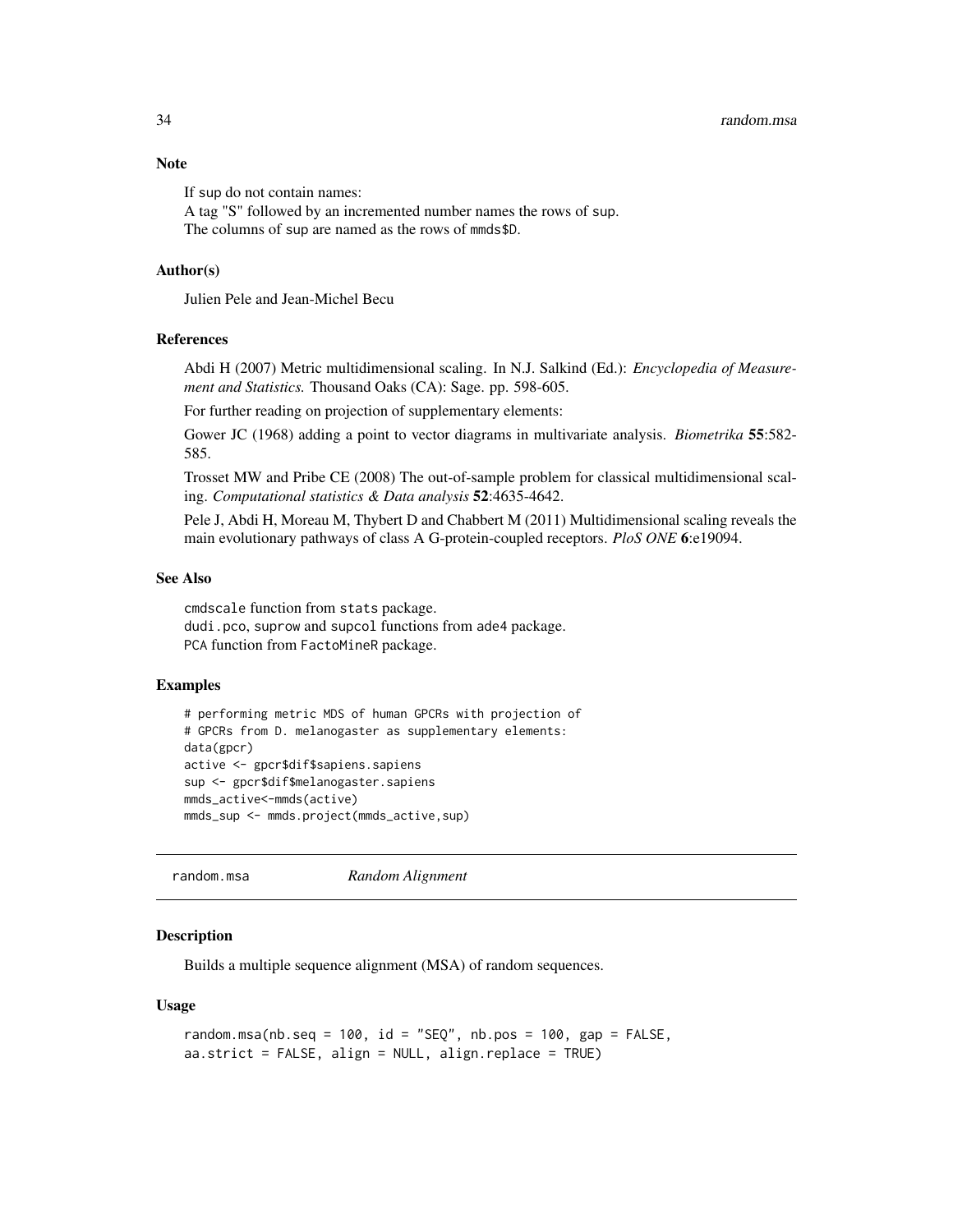### Note

If sup do not contain names:
A tag "S" followed by an incremented number names the rows of sup.
The columns of sup are named as the rows of mmds$D.

### Author(s)

Julien Pele and Jean-Michel Becu

### References

Abdi H (2007) Metric multidimensional scaling. In N.J. Salkind (Ed.): *Encyclopedia of Measurement and Statistics.* Thousand Oaks (CA): Sage. pp. 598-605.

For further reading on projection of supplementary elements:

Gower JC (1968) adding a point to vector diagrams in multivariate analysis. *Biometrika* **55**:582-585.

Trosset MW and Pribe CE (2008) The out-of-sample problem for classical multidimensional scaling. *Computational statistics & Data analysis* **52**:4635-4642.

Pele J, Abdi H, Moreau M, Thybert D and Chabbert M (2011) Multidimensional scaling reveals the main evolutionary pathways of class A G-protein-coupled receptors. *PloS ONE* **6**:e19094.

### See Also

cmdscale function from stats package.
dudi.pco, suprow and supcol functions from ade4 package.
PCA function from FactoMineR package.

### Examples

```
# performing metric MDS of human GPCRs with projection of
# GPCRs from D. melanogaster as supplementary elements:
data(gpcr)
active <- gpcr$dif$sapiens.sapiens
sup <- gpcr$dif$melanogaster.sapiens
mmds_active<-mmds(active)
mmds_sup <- mmds.project(mmds_active,sup)
```

---

## random.msa *Random Alignment*

---

### Description

Builds a multiple sequence alignment (MSA) of random sequences.

### Usage

```
random.msa(nb.seq = 100, id = "SEQ", nb.pos = 100, gap = FALSE,
aa.strict = FALSE, align = NULL, align.replace = TRUE)
```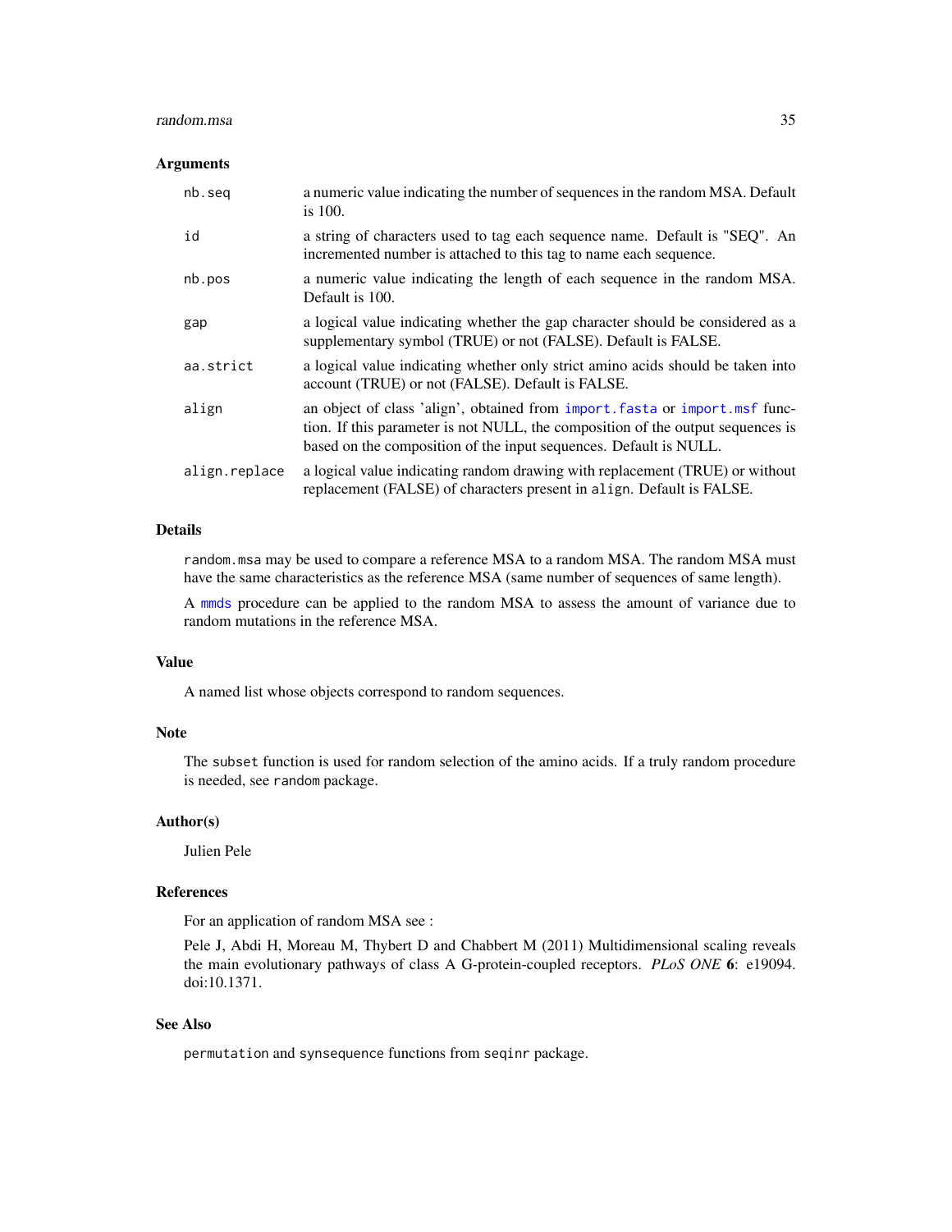### Arguments

| | |
|---|---|
| `nb.seq` | a numeric value indicating the number of sequences in the random MSA. Default is 100. |
| `id` | a string of characters used to tag each sequence name. Default is "SEQ". An incremented number is attached to this tag to name each sequence. |
| `nb.pos` | a numeric value indicating the length of each sequence in the random MSA. Default is 100. |
| `gap` | a logical value indicating whether the gap character should be considered as a supplementary symbol (TRUE) or not (FALSE). Default is FALSE. |
| `aa.strict` | a logical value indicating whether only strict amino acids should be taken into account (TRUE) or not (FALSE). Default is FALSE. |
| `align` | an object of class 'align', obtained from `import.fasta` or `import.msf` function. If this parameter is not NULL, the composition of the output sequences is based on the composition of the input sequences. Default is NULL. |
| `align.replace` | a logical value indicating random drawing with replacement (TRUE) or without replacement (FALSE) of characters present in `align`. Default is FALSE. |

### Details

`random.msa` may be used to compare a reference MSA to a random MSA. The random MSA must have the same characteristics as the reference MSA (same number of sequences of same length).

A `mmds` procedure can be applied to the random MSA to assess the amount of variance due to random mutations in the reference MSA.

### Value

A named list whose objects correspond to random sequences.

### Note

The `subset` function is used for random selection of the amino acids. If a truly random procedure is needed, see `random` package.

### Author(s)

Julien Pele

### References

For an application of random MSA see :

Pele J, Abdi H, Moreau M, Thybert D and Chabbert M (2011) Multidimensional scaling reveals the main evolutionary pathways of class A G-protein-coupled receptors. *PLoS ONE* **6**: e19094. doi:10.1371.

### See Also

`permutation` and `synsequence` functions from `seqinr` package.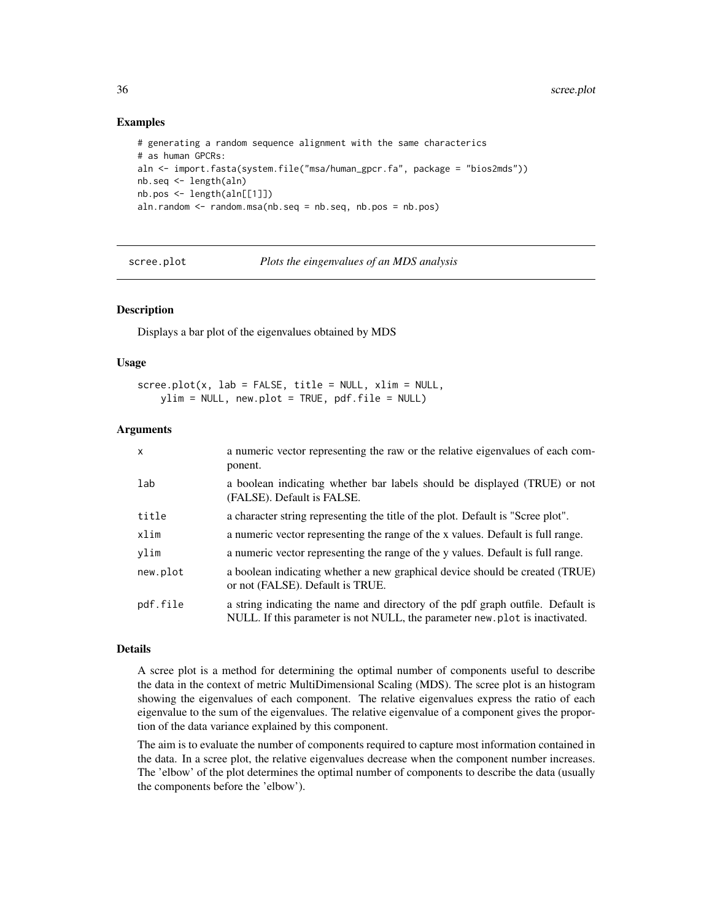### Examples

```
# generating a random sequence alignment with the same characterics
# as human GPCRs:
aln <- import.fasta(system.file("msa/human_gpcr.fa", package = "bios2mds"))
nb.seq <- length(aln)
nb.pos <- length(aln[[1]])
aln.random <- random.msa(nb.seq = nb.seq, nb.pos = nb.pos)
```

---

## scree.plot — *Plots the eingenvalues of an MDS analysis*

---

### Description

Displays a bar plot of the eigenvalues obtained by MDS

### Usage

```
scree.plot(x, lab = FALSE, title = NULL, xlim = NULL,
    ylim = NULL, new.plot = TRUE, pdf.file = NULL)
```

### Arguments

| | |
|---|---|
| x | a numeric vector representing the raw or the relative eigenvalues of each component. |
| lab | a boolean indicating whether bar labels should be displayed (TRUE) or not (FALSE). Default is FALSE. |
| title | a character string representing the title of the plot. Default is "Scree plot". |
| xlim | a numeric vector representing the range of the x values. Default is full range. |
| ylim | a numeric vector representing the range of the y values. Default is full range. |
| new.plot | a boolean indicating whether a new graphical device should be created (TRUE) or not (FALSE). Default is TRUE. |
| pdf.file | a string indicating the name and directory of the pdf graph outfile. Default is NULL. If this parameter is not NULL, the parameter `new.plot` is inactivated. |

### Details

A scree plot is a method for determining the optimal number of components useful to describe the data in the context of metric MultiDimensional Scaling (MDS). The scree plot is an histogram showing the eigenvalues of each component. The relative eigenvalues express the ratio of each eigenvalue to the sum of the eigenvalues. The relative eigenvalue of a component gives the proportion of the data variance explained by this component.

The aim is to evaluate the number of components required to capture most information contained in the data. In a scree plot, the relative eigenvalues decrease when the component number increases. The 'elbow' of the plot determines the optimal number of components to describe the data (usually the components before the 'elbow').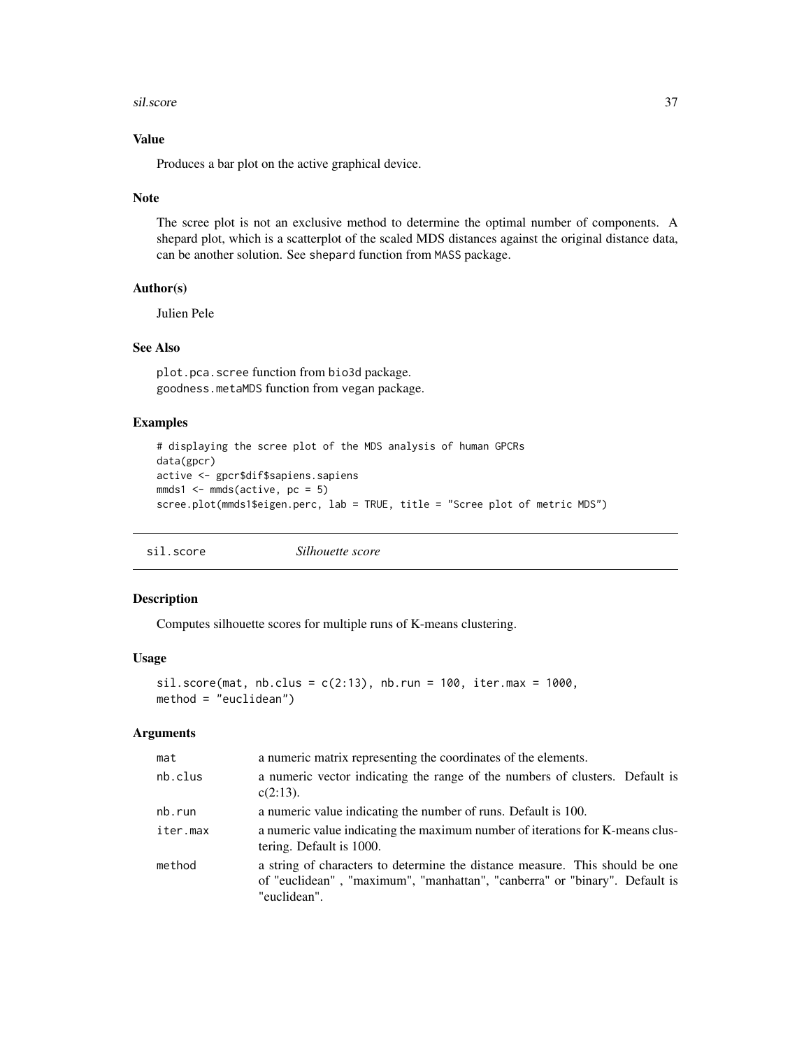### Value

Produces a bar plot on the active graphical device.

### Note

The scree plot is not an exclusive method to determine the optimal number of components. A shepard plot, which is a scatterplot of the scaled MDS distances against the original distance data, can be another solution. See `shepard` function from `MASS` package.

### Author(s)

Julien Pele

### See Also

`plot.pca.scree` function from `bio3d` package.
`goodness.metaMDS` function from `vegan` package.

### Examples

```
# displaying the scree plot of the MDS analysis of human GPCRs
data(gpcr)
active <- gpcr$dif$sapiens.sapiens
mmds1 <- mmds(active, pc = 5)
scree.plot(mmds1$eigen.perc, lab = TRUE, title = "Scree plot of metric MDS")
```

## sil.score *Silhouette score*

### Description

Computes silhouette scores for multiple runs of K-means clustering.

### Usage

```
sil.score(mat, nb.clus = c(2:13), nb.run = 100, iter.max = 1000,
method = "euclidean")
```

### Arguments

| | |
|---|---|
| `mat` | a numeric matrix representing the coordinates of the elements. |
| `nb.clus` | a numeric vector indicating the range of the numbers of clusters. Default is c(2:13). |
| `nb.run` | a numeric value indicating the number of runs. Default is 100. |
| `iter.max` | a numeric value indicating the maximum number of iterations for K-means clustering. Default is 1000. |
| `method` | a string of characters to determine the distance measure. This should be one of "euclidean" , "maximum", "manhattan", "canberra" or "binary". Default is "euclidean". |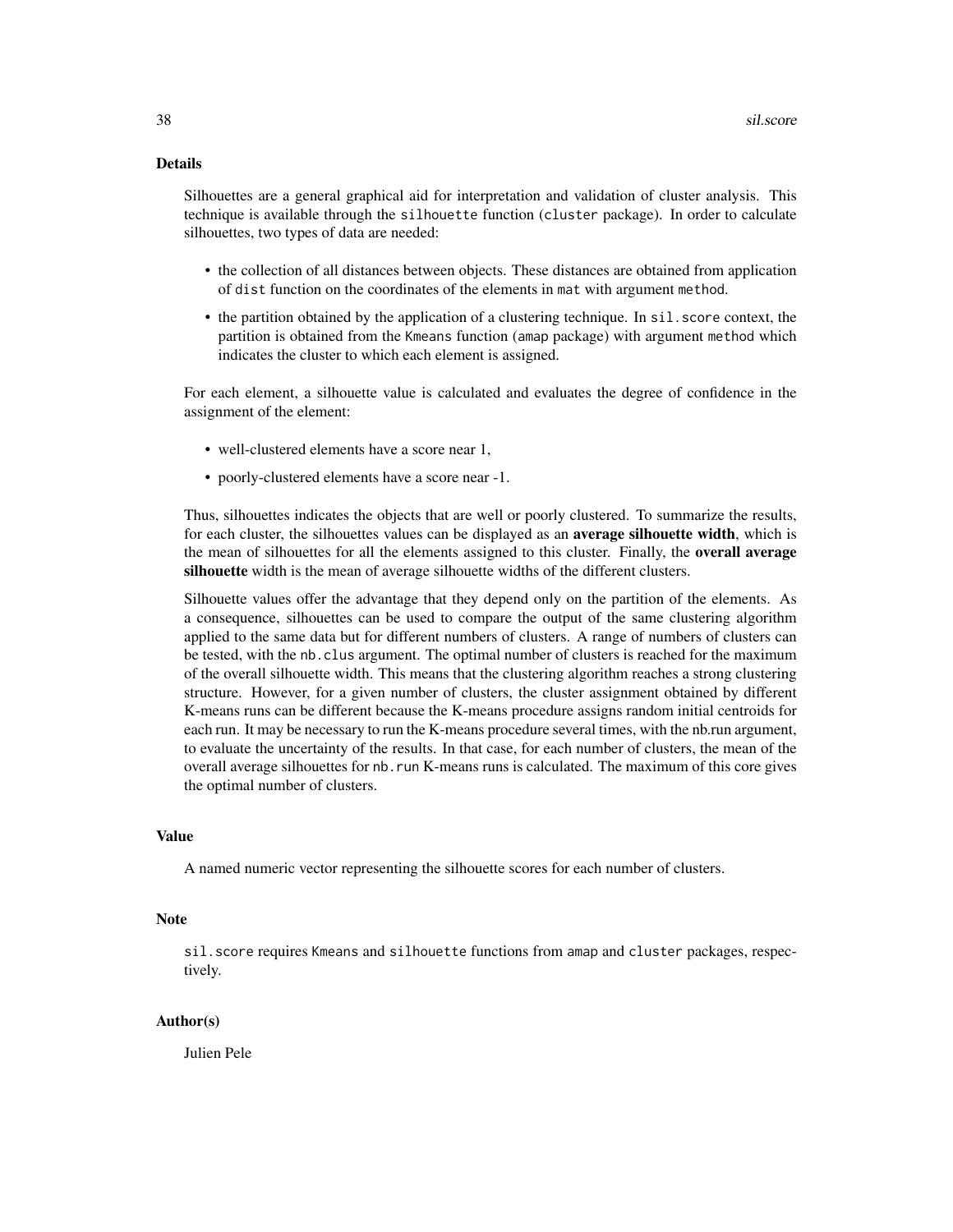## Details

Silhouettes are a general graphical aid for interpretation and validation of cluster analysis. This technique is available through the `silhouette` function (`cluster` package). In order to calculate silhouettes, two types of data are needed:

- the collection of all distances between objects. These distances are obtained from application of `dist` function on the coordinates of the elements in `mat` with argument `method`.
- the partition obtained by the application of a clustering technique. In `sil.score` context, the partition is obtained from the `Kmeans` function (`amap` package) with argument `method` which indicates the cluster to which each element is assigned.

For each element, a silhouette value is calculated and evaluates the degree of confidence in the assignment of the element:

- well-clustered elements have a score near 1,
- poorly-clustered elements have a score near -1.

Thus, silhouettes indicates the objects that are well or poorly clustered. To summarize the results, for each cluster, the silhouettes values can be displayed as an **average silhouette width**, which is the mean of silhouettes for all the elements assigned to this cluster. Finally, the **overall average silhouette** width is the mean of average silhouette widths of the different clusters.

Silhouette values offer the advantage that they depend only on the partition of the elements. As a consequence, silhouettes can be used to compare the output of the same clustering algorithm applied to the same data but for different numbers of clusters. A range of numbers of clusters can be tested, with the `nb.clus` argument. The optimal number of clusters is reached for the maximum of the overall silhouette width. This means that the clustering algorithm reaches a strong clustering structure. However, for a given number of clusters, the cluster assignment obtained by different K-means runs can be different because the K-means procedure assigns random initial centroids for each run. It may be necessary to run the K-means procedure several times, with the nb.run argument, to evaluate the uncertainty of the results. In that case, for each number of clusters, the mean of the overall average silhouettes for `nb.run` K-means runs is calculated. The maximum of this core gives the optimal number of clusters.

## Value

A named numeric vector representing the silhouette scores for each number of clusters.

## Note

`sil.score` requires `Kmeans` and `silhouette` functions from `amap` and `cluster` packages, respectively.

## Author(s)

Julien Pele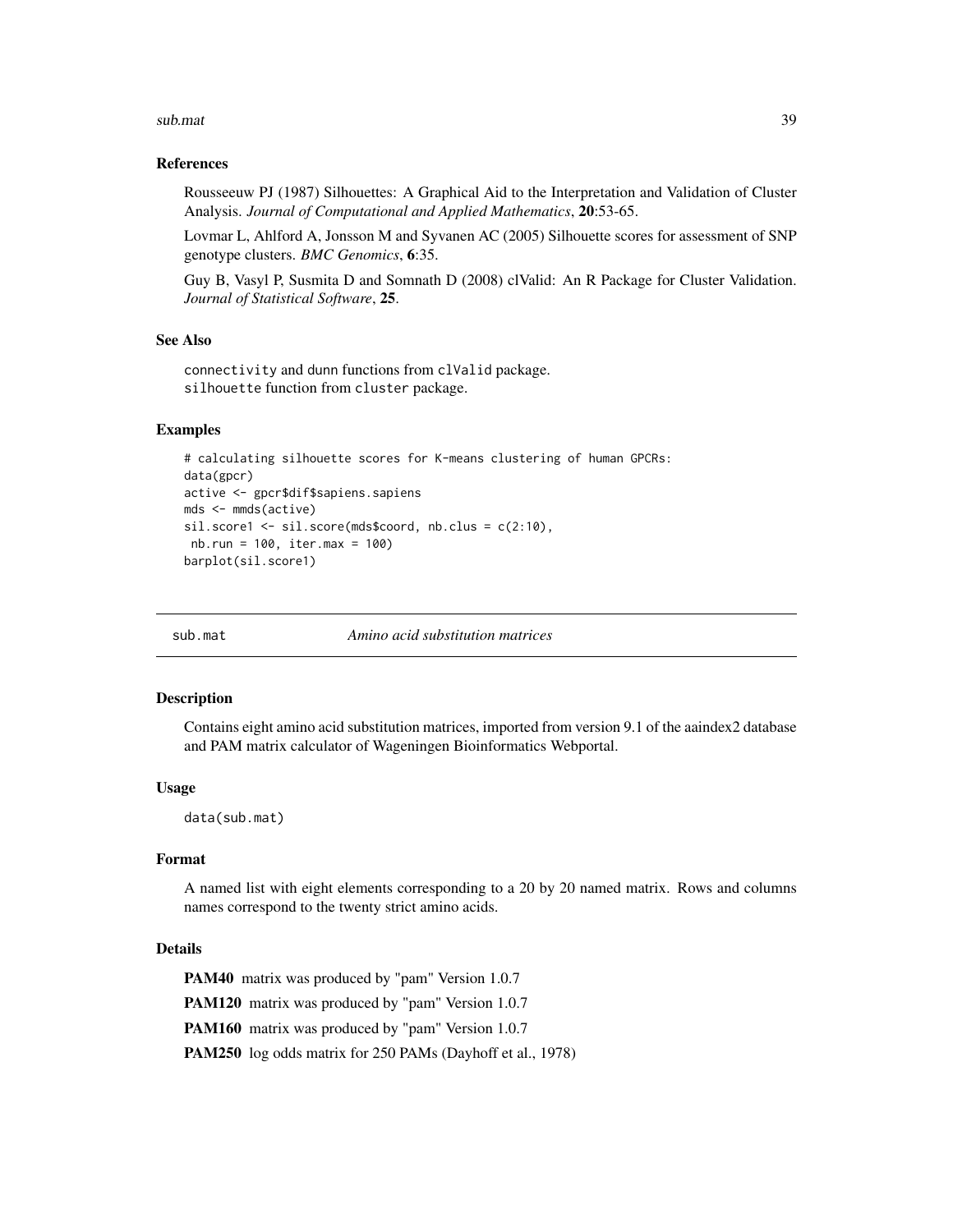### References

Rousseeuw PJ (1987) Silhouettes: A Graphical Aid to the Interpretation and Validation of Cluster Analysis. *Journal of Computational and Applied Mathematics*, **20**:53-65.

Lovmar L, Ahlford A, Jonsson M and Syvanen AC (2005) Silhouette scores for assessment of SNP genotype clusters. *BMC Genomics*, **6**:35.

Guy B, Vasyl P, Susmita D and Somnath D (2008) clValid: An R Package for Cluster Validation. *Journal of Statistical Software*, **25**.

### See Also

connectivity and dunn functions from clValid package.
silhouette function from cluster package.

### Examples

```
# calculating silhouette scores for K-means clustering of human GPCRs:
data(gpcr)
active <- gpcr$dif$sapiens.sapiens
mds <- mmds(active)
sil.score1 <- sil.score(mds$coord, nb.clus = c(2:10),
 nb.run = 100, iter.max = 100)
barplot(sil.score1)
```

---

## sub.mat — *Amino acid substitution matrices*

### Description

Contains eight amino acid substitution matrices, imported from version 9.1 of the aaindex2 database and PAM matrix calculator of Wageningen Bioinformatics Webportal.

### Usage

```
data(sub.mat)
```

### Format

A named list with eight elements corresponding to a 20 by 20 named matrix. Rows and columns names correspond to the twenty strict amino acids.

### Details

**PAM40** matrix was produced by "pam" Version 1.0.7

**PAM120** matrix was produced by "pam" Version 1.0.7

**PAM160** matrix was produced by "pam" Version 1.0.7

**PAM250** log odds matrix for 250 PAMs (Dayhoff et al., 1978)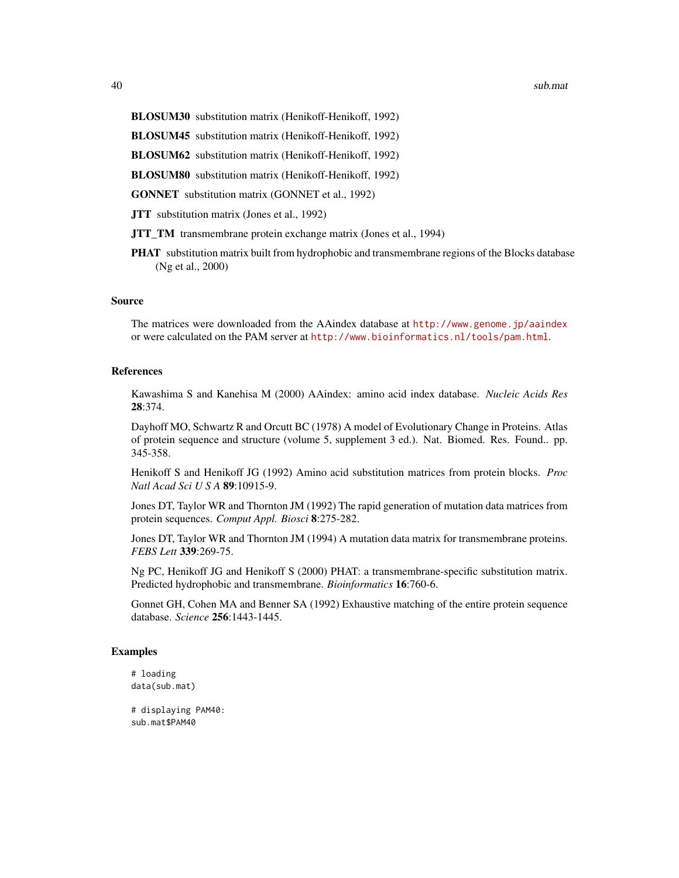**BLOSUM30** substitution matrix (Henikoff-Henikoff, 1992)

**BLOSUM45** substitution matrix (Henikoff-Henikoff, 1992)

**BLOSUM62** substitution matrix (Henikoff-Henikoff, 1992)

**BLOSUM80** substitution matrix (Henikoff-Henikoff, 1992)

**GONNET** substitution matrix (GONNET et al., 1992)

**JTT** substitution matrix (Jones et al., 1992)

**JTT_TM** transmembrane protein exchange matrix (Jones et al., 1994)

**PHAT** substitution matrix built from hydrophobic and transmembrane regions of the Blocks database (Ng et al., 2000)

### Source

The matrices were downloaded from the AAindex database at http://www.genome.jp/aaindex or were calculated on the PAM server at http://www.bioinformatics.nl/tools/pam.html.

### References

Kawashima S and Kanehisa M (2000) AAindex: amino acid index database. *Nucleic Acids Res* **28**:374.

Dayhoff MO, Schwartz R and Orcutt BC (1978) A model of Evolutionary Change in Proteins. Atlas of protein sequence and structure (volume 5, supplement 3 ed.). Nat. Biomed. Res. Found.. pp. 345-358.

Henikoff S and Henikoff JG (1992) Amino acid substitution matrices from protein blocks. *Proc Natl Acad Sci U S A* **89**:10915-9.

Jones DT, Taylor WR and Thornton JM (1992) The rapid generation of mutation data matrices from protein sequences. *Comput Appl. Biosci* **8**:275-282.

Jones DT, Taylor WR and Thornton JM (1994) A mutation data matrix for transmembrane proteins. *FEBS Lett* **339**:269-75.

Ng PC, Henikoff JG and Henikoff S (2000) PHAT: a transmembrane-specific substitution matrix. Predicted hydrophobic and transmembrane. *Bioinformatics* **16**:760-6.

Gonnet GH, Cohen MA and Benner SA (1992) Exhaustive matching of the entire protein sequence database. *Science* **256**:1443-1445.

### Examples

```
# loading
data(sub.mat)

# displaying PAM40:
sub.mat$PAM40
```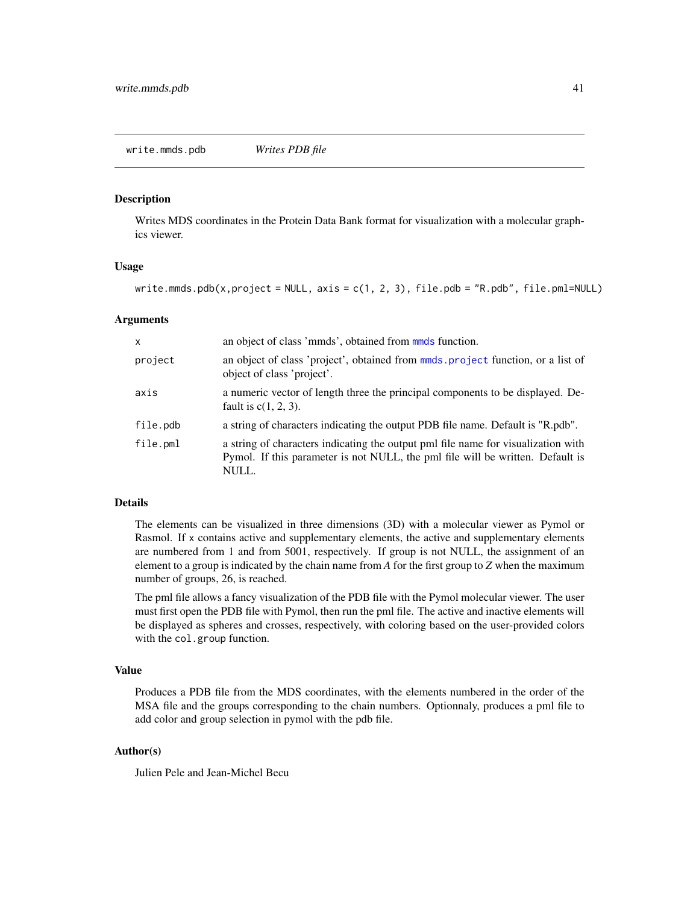## write.mmds.pdb *Writes PDB file*

### Description

Writes MDS coordinates in the Protein Data Bank format for visualization with a molecular graphics viewer.

### Usage

```
write.mmds.pdb(x,project = NULL, axis = c(1, 2, 3), file.pdb = "R.pdb", file.pml=NULL)
```

### Arguments

| | |
|---|---|
| `x` | an object of class 'mmds', obtained from `mmds` function. |
| `project` | an object of class 'project', obtained from `mmds.project` function, or a list of object of class 'project'. |
| `axis` | a numeric vector of length three the principal components to be displayed. Default is c(1, 2, 3). |
| `file.pdb` | a string of characters indicating the output PDB file name. Default is "R.pdb". |
| `file.pml` | a string of characters indicating the output pml file name for visualization with Pymol. If this parameter is not NULL, the pml file will be written. Default is NULL. |

### Details

The elements can be visualized in three dimensions (3D) with a molecular viewer as Pymol or Rasmol. If `x` contains active and supplementary elements, the active and supplementary elements are numbered from 1 and from 5001, respectively. If group is not NULL, the assignment of an element to a group is indicated by the chain name from *A* for the first group to *Z* when the maximum number of groups, 26, is reached.

The pml file allows a fancy visualization of the PDB file with the Pymol molecular viewer. The user must first open the PDB file with Pymol, then run the pml file. The active and inactive elements will be displayed as spheres and crosses, respectively, with coloring based on the user-provided colors with the `col.group` function.

### Value

Produces a PDB file from the MDS coordinates, with the elements numbered in the order of the MSA file and the groups corresponding to the chain numbers. Optionnaly, produces a pml file to add color and group selection in pymol with the pdb file.

### Author(s)

Julien Pele and Jean-Michel Becu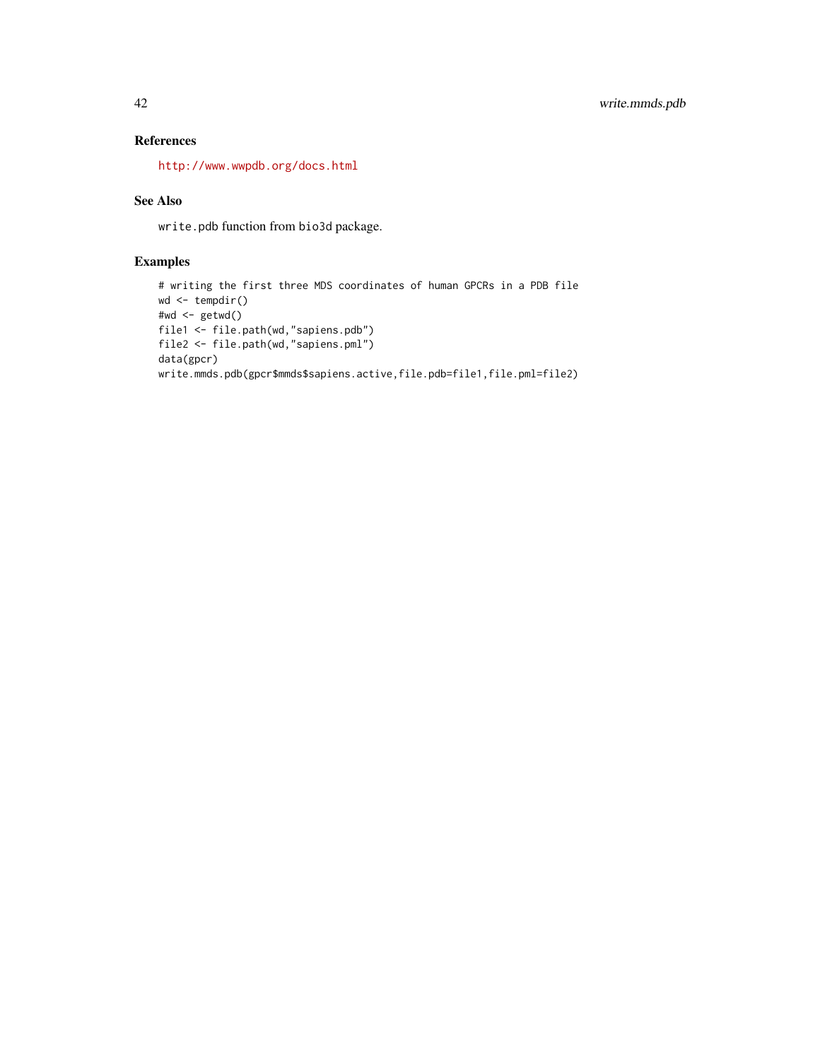## References

http://www.wwpdb.org/docs.html

## See Also

`write.pdb` function from `bio3d` package.

## Examples

```
# writing the first three MDS coordinates of human GPCRs in a PDB file
wd <- tempdir()
#wd <- getwd()
file1 <- file.path(wd,"sapiens.pdb")
file2 <- file.path(wd,"sapiens.pml")
data(gpcr)
write.mmds.pdb(gpcr$mmds$sapiens.active,file.pdb=file1,file.pml=file2)
```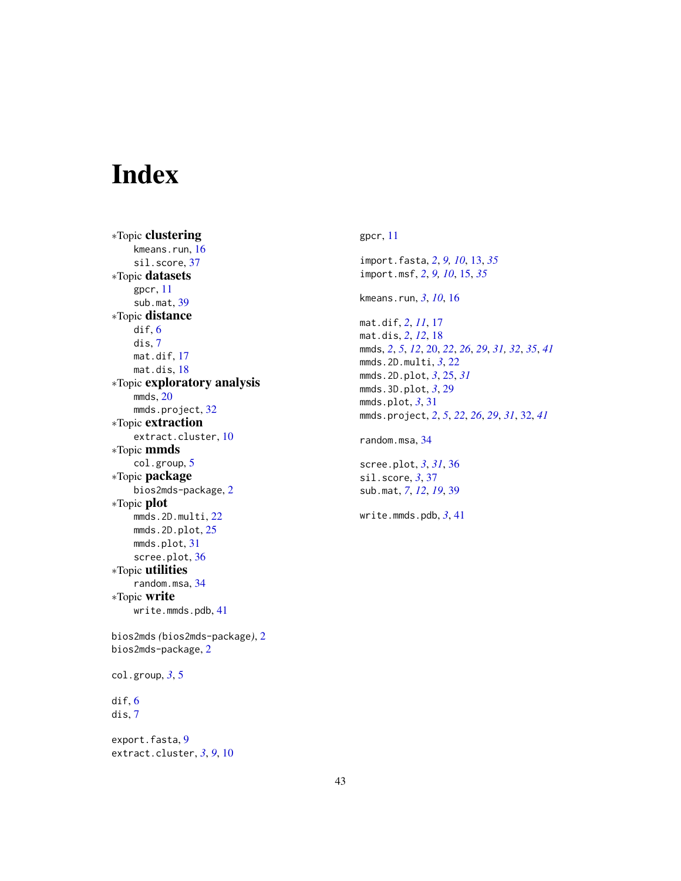# Index

*Topic **clustering**
  kmeans.run, 16
  sil.score, 37
*Topic **datasets**
  gpcr, 11
  sub.mat, 39
*Topic **distance**
  dif, 6
  dis, 7
  mat.dif, 17
  mat.dis, 18
*Topic **exploratory analysis**
  mmds, 20
  mmds.project, 32
*Topic **extraction**
  extract.cluster, 10
*Topic **mmds**
  col.group, 5
*Topic **package**
  bios2mds-package, 2
*Topic **plot**
  mmds.2D.multi, 22
  mmds.2D.plot, 25
  mmds.plot, 31
  scree.plot, 36
*Topic **utilities**
  random.msa, 34
*Topic **write**
  write.mmds.pdb, 41

bios2mds *(*bios2mds-package*)*, 2
bios2mds-package, 2

col.group, *3*, 5

dif, 6
dis, 7

export.fasta, 9
extract.cluster, *3*, *9*, 10

gpcr, 11

import.fasta, *2*, *9*, *10*, 13, *35*
import.msf, *2*, *9*, *10*, 15, *35*

kmeans.run, *3*, *10*, 16

mat.dif, *2*, *11*, 17
mat.dis, *2*, *12*, 18
mmds, *2*, *5*, *12*, 20, *22*, *26*, *29*, *31*, *32*, *35*, *41*
mmds.2D.multi, *3*, 22
mmds.2D.plot, *3*, 25, *31*
mmds.3D.plot, *3*, 29
mmds.plot, *3*, 31
mmds.project, *2*, *5*, *22*, *26*, *29*, *31*, 32, *41*

random.msa, 34

scree.plot, *3*, *31*, 36
sil.score, *3*, 37
sub.mat, *7*, *12*, *19*, 39

write.mmds.pdb, *3*, 41